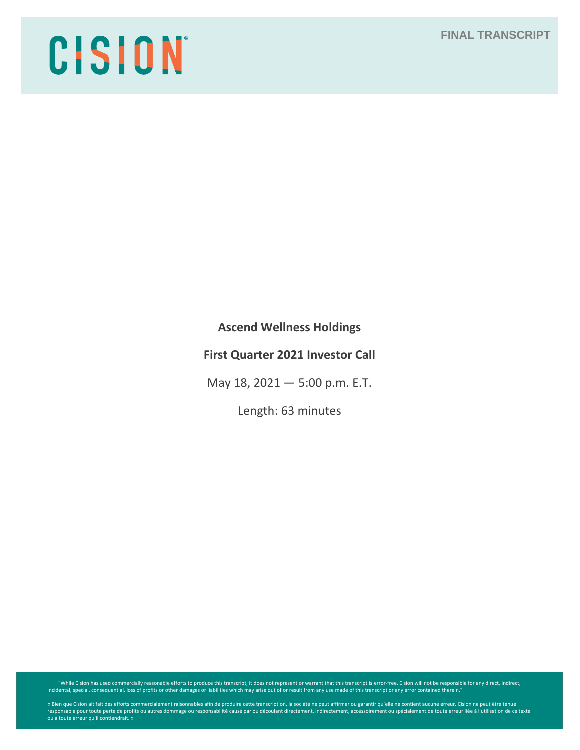CISION

FINAL TRANSCRIPT

**Ascend Wellness Holdings**

**First Quarter 2021 Investor Call**

May 18, 2021 — 5:00 p.m. E.T.

Length: 63 minutes

"While Cision has used commercially reasonable efforts to produce this transcript, it does not represent or warrant that this transcript is error-free. Cision will not be responsible for any direct, indirect, incidental, special, consequential, loss of profits or other damages or liabilities which may arise out of or result from any use made of this transcript or any error contained therein."

« Bien que Cision ait fait des efforts commercialement raisonnables afin de produire cette transcription, la société ne peut affirmer ou garantir qu'elle ne contient aucune erreur. Cision ne peut être tenue responsable pour toute perte de profits ou autres dommage ou responsabilité causé par ou découlant directement, indirectement, accessoirement ou spécialement de toute erreur liée à l'utilisation de ce texte ou à toute erreur qu'il contiendrait. »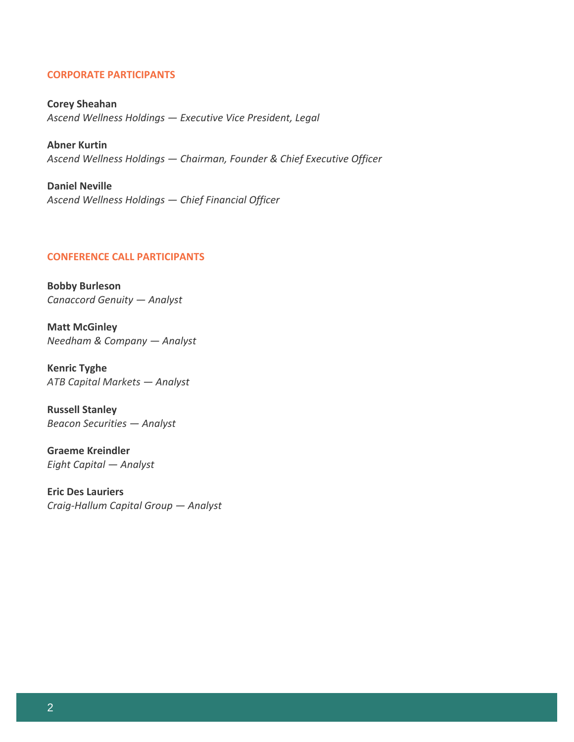## CORPORATE PARTICIPANTS

**Corey Sheahan**
*Ascend Wellness Holdings — Executive Vice President, Legal*

**Abner Kurtin**
*Ascend Wellness Holdings — Chairman, Founder & Chief Executive Officer*

**Daniel Neville**
*Ascend Wellness Holdings — Chief Financial Officer*

## CONFERENCE CALL PARTICIPANTS

**Bobby Burleson**
*Canaccord Genuity — Analyst*

**Matt McGinley**
*Needham & Company — Analyst*

**Kenric Tyghe**
*ATB Capital Markets — Analyst*

**Russell Stanley**
*Beacon Securities — Analyst*

**Graeme Kreindler**
*Eight Capital — Analyst*

**Eric Des Lauriers**
*Craig-Hallum Capital Group — Analyst*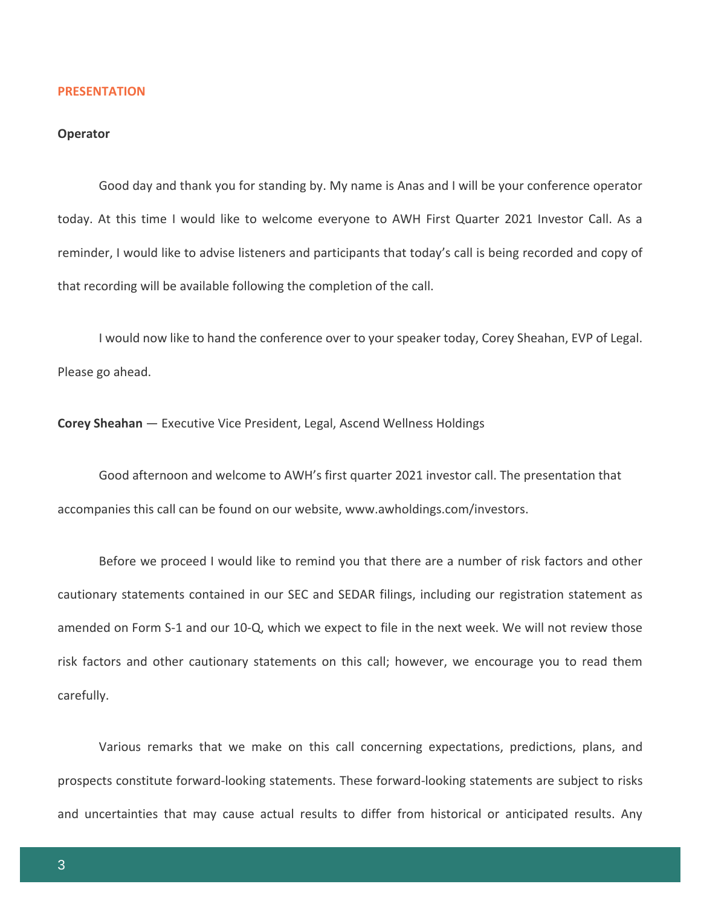## PRESENTATION

**Operator**

Good day and thank you for standing by. My name is Anas and I will be your conference operator today. At this time I would like to welcome everyone to AWH First Quarter 2021 Investor Call. As a reminder, I would like to advise listeners and participants that today's call is being recorded and copy of that recording will be available following the completion of the call.

I would now like to hand the conference over to your speaker today, Corey Sheahan, EVP of Legal. Please go ahead.

**Corey Sheahan** — Executive Vice President, Legal, Ascend Wellness Holdings

Good afternoon and welcome to AWH's first quarter 2021 investor call. The presentation that accompanies this call can be found on our website, www.awholdings.com/investors.

Before we proceed I would like to remind you that there are a number of risk factors and other cautionary statements contained in our SEC and SEDAR filings, including our registration statement as amended on Form S-1 and our 10-Q, which we expect to file in the next week. We will not review those risk factors and other cautionary statements on this call; however, we encourage you to read them carefully.

Various remarks that we make on this call concerning expectations, predictions, plans, and prospects constitute forward-looking statements. These forward-looking statements are subject to risks and uncertainties that may cause actual results to differ from historical or anticipated results. Any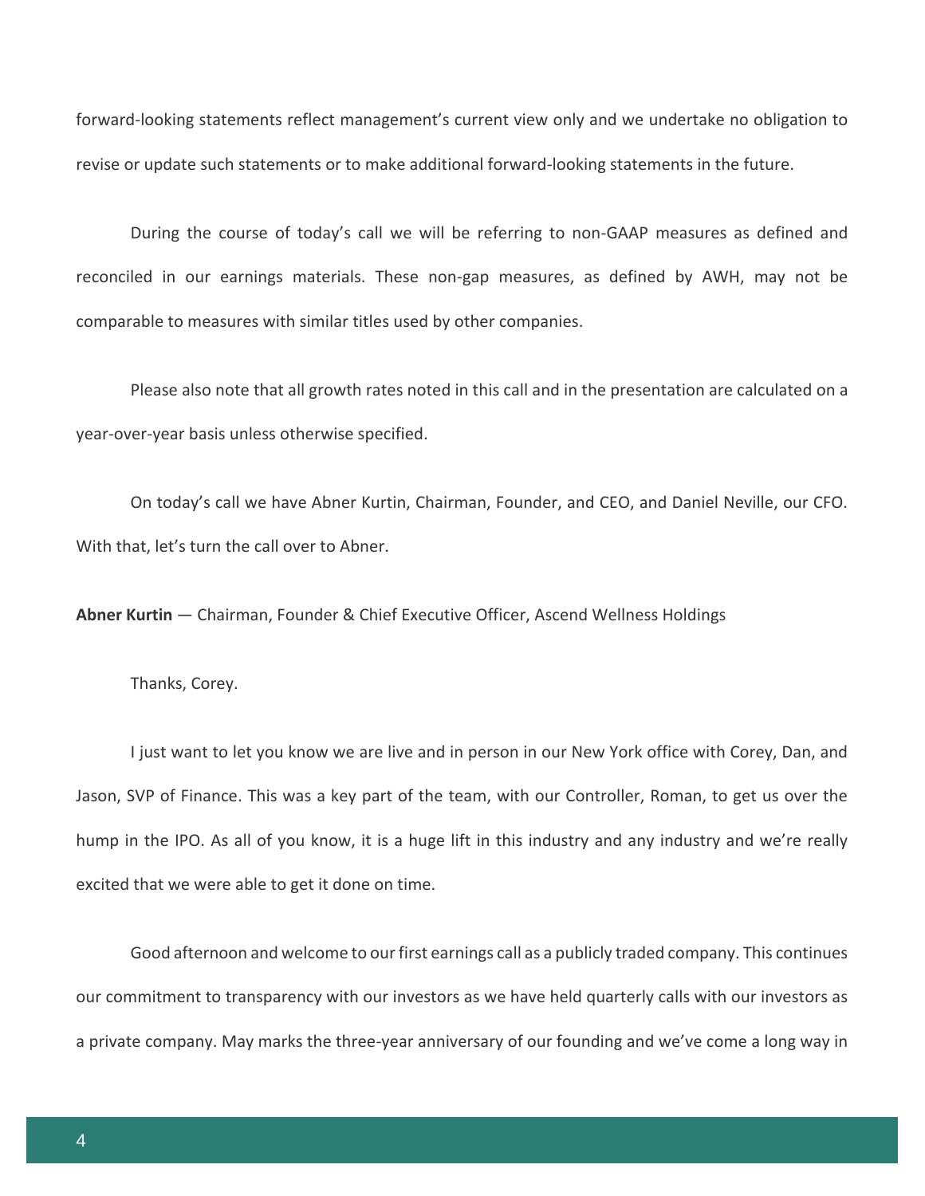forward-looking statements reflect management's current view only and we undertake no obligation to revise or update such statements or to make additional forward-looking statements in the future.

During the course of today's call we will be referring to non-GAAP measures as defined and reconciled in our earnings materials. These non-gap measures, as defined by AWH, may not be comparable to measures with similar titles used by other companies.

Please also note that all growth rates noted in this call and in the presentation are calculated on a year-over-year basis unless otherwise specified.

On today's call we have Abner Kurtin, Chairman, Founder, and CEO, and Daniel Neville, our CFO. With that, let's turn the call over to Abner.

**Abner Kurtin** — Chairman, Founder & Chief Executive Officer, Ascend Wellness Holdings

Thanks, Corey.

I just want to let you know we are live and in person in our New York office with Corey, Dan, and Jason, SVP of Finance. This was a key part of the team, with our Controller, Roman, to get us over the hump in the IPO. As all of you know, it is a huge lift in this industry and any industry and we're really excited that we were able to get it done on time.

Good afternoon and welcome to our first earnings call as a publicly traded company. This continues our commitment to transparency with our investors as we have held quarterly calls with our investors as a private company. May marks the three-year anniversary of our founding and we've come a long way in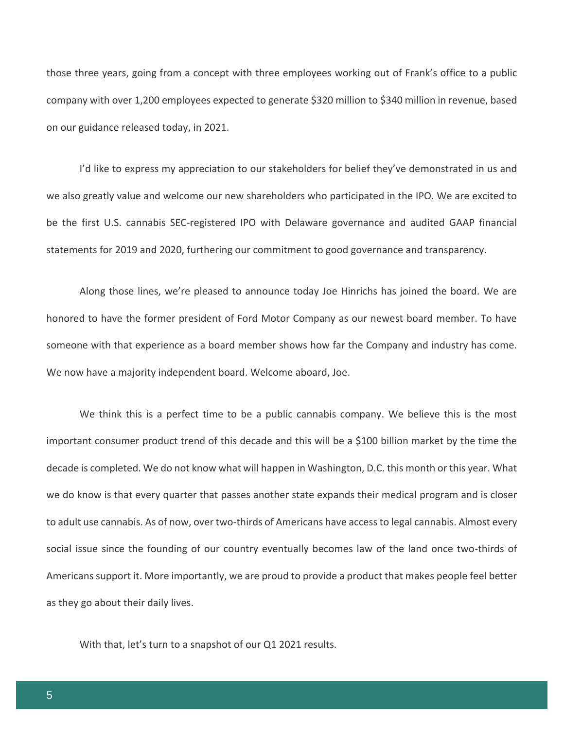those three years, going from a concept with three employees working out of Frank's office to a public company with over 1,200 employees expected to generate $320 million to $340 million in revenue, based on our guidance released today, in 2021.

I'd like to express my appreciation to our stakeholders for belief they've demonstrated in us and we also greatly value and welcome our new shareholders who participated in the IPO. We are excited to be the first U.S. cannabis SEC-registered IPO with Delaware governance and audited GAAP financial statements for 2019 and 2020, furthering our commitment to good governance and transparency.

Along those lines, we're pleased to announce today Joe Hinrichs has joined the board. We are honored to have the former president of Ford Motor Company as our newest board member. To have someone with that experience as a board member shows how far the Company and industry has come. We now have a majority independent board. Welcome aboard, Joe.

We think this is a perfect time to be a public cannabis company. We believe this is the most important consumer product trend of this decade and this will be a $100 billion market by the time the decade is completed. We do not know what will happen in Washington, D.C. this month or this year. What we do know is that every quarter that passes another state expands their medical program and is closer to adult use cannabis. As of now, over two-thirds of Americans have access to legal cannabis. Almost every social issue since the founding of our country eventually becomes law of the land once two-thirds of Americans support it. More importantly, we are proud to provide a product that makes people feel better as they go about their daily lives.

With that, let's turn to a snapshot of our Q1 2021 results.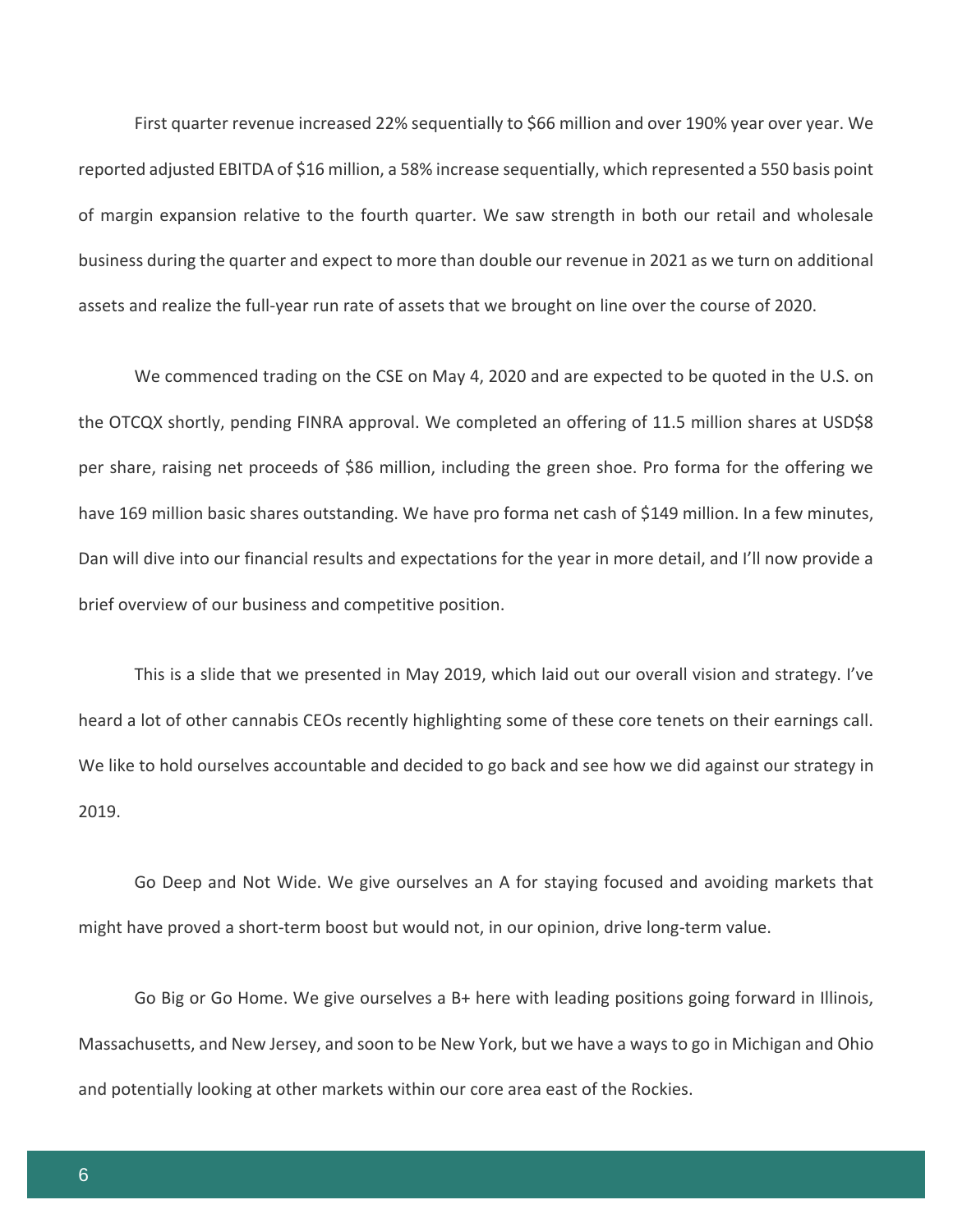First quarter revenue increased 22% sequentially to $66 million and over 190% year over year. We reported adjusted EBITDA of $16 million, a 58% increase sequentially, which represented a 550 basis point of margin expansion relative to the fourth quarter. We saw strength in both our retail and wholesale business during the quarter and expect to more than double our revenue in 2021 as we turn on additional assets and realize the full-year run rate of assets that we brought on line over the course of 2020.

We commenced trading on the CSE on May 4, 2020 and are expected to be quoted in the U.S. on the OTCQX shortly, pending FINRA approval. We completed an offering of 11.5 million shares at USD$8 per share, raising net proceeds of $86 million, including the green shoe. Pro forma for the offering we have 169 million basic shares outstanding. We have pro forma net cash of $149 million. In a few minutes, Dan will dive into our financial results and expectations for the year in more detail, and I'll now provide a brief overview of our business and competitive position.

This is a slide that we presented in May 2019, which laid out our overall vision and strategy. I've heard a lot of other cannabis CEOs recently highlighting some of these core tenets on their earnings call. We like to hold ourselves accountable and decided to go back and see how we did against our strategy in 2019.

Go Deep and Not Wide. We give ourselves an A for staying focused and avoiding markets that might have proved a short-term boost but would not, in our opinion, drive long-term value.

Go Big or Go Home. We give ourselves a B+ here with leading positions going forward in Illinois, Massachusetts, and New Jersey, and soon to be New York, but we have a ways to go in Michigan and Ohio and potentially looking at other markets within our core area east of the Rockies.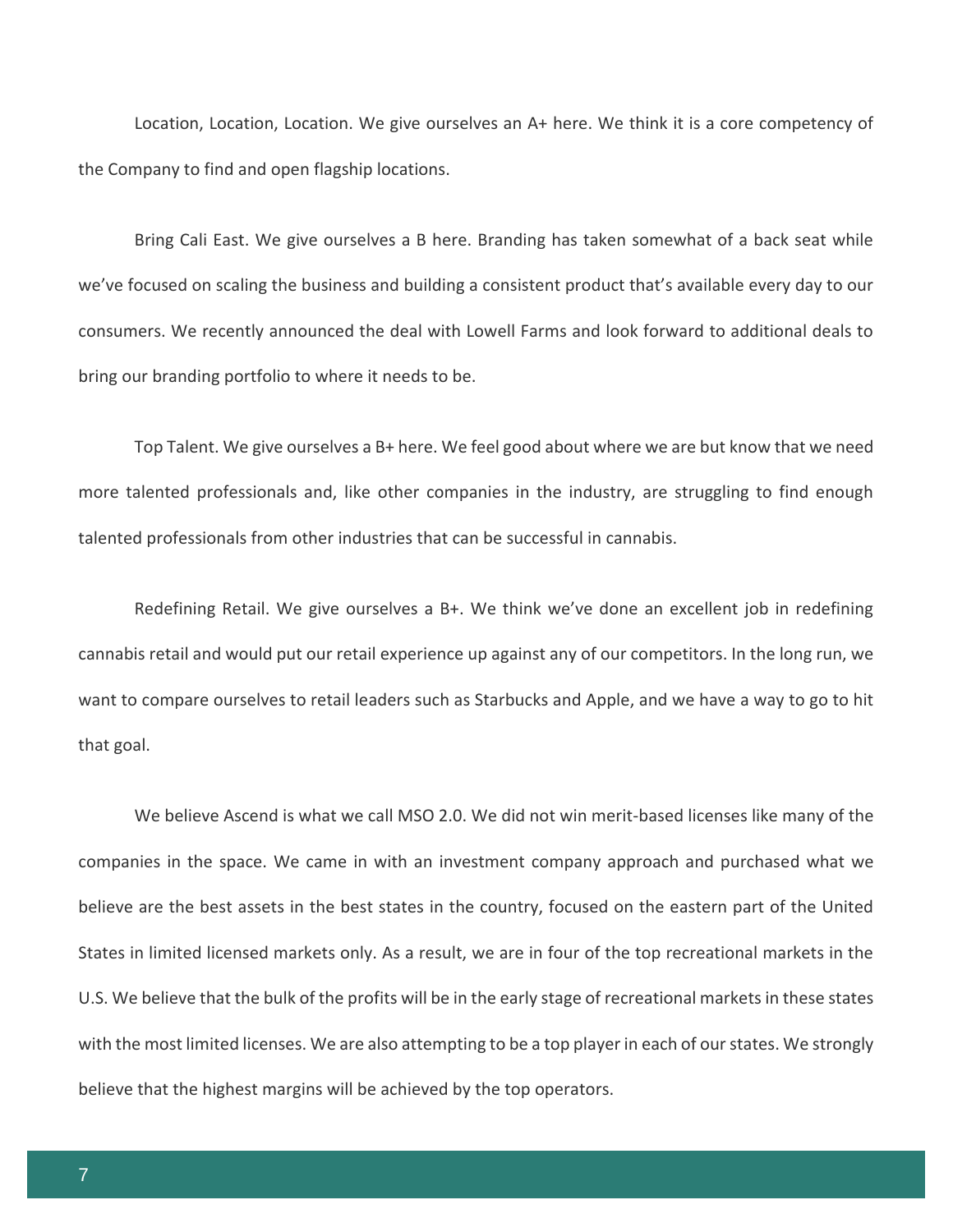Location, Location, Location. We give ourselves an A+ here. We think it is a core competency of the Company to find and open flagship locations.

Bring Cali East. We give ourselves a B here. Branding has taken somewhat of a back seat while we've focused on scaling the business and building a consistent product that's available every day to our consumers. We recently announced the deal with Lowell Farms and look forward to additional deals to bring our branding portfolio to where it needs to be.

Top Talent. We give ourselves a B+ here. We feel good about where we are but know that we need more talented professionals and, like other companies in the industry, are struggling to find enough talented professionals from other industries that can be successful in cannabis.

Redefining Retail. We give ourselves a B+. We think we've done an excellent job in redefining cannabis retail and would put our retail experience up against any of our competitors. In the long run, we want to compare ourselves to retail leaders such as Starbucks and Apple, and we have a way to go to hit that goal.

We believe Ascend is what we call MSO 2.0. We did not win merit-based licenses like many of the companies in the space. We came in with an investment company approach and purchased what we believe are the best assets in the best states in the country, focused on the eastern part of the United States in limited licensed markets only. As a result, we are in four of the top recreational markets in the U.S. We believe that the bulk of the profits will be in the early stage of recreational markets in these states with the most limited licenses. We are also attempting to be a top player in each of our states. We strongly believe that the highest margins will be achieved by the top operators.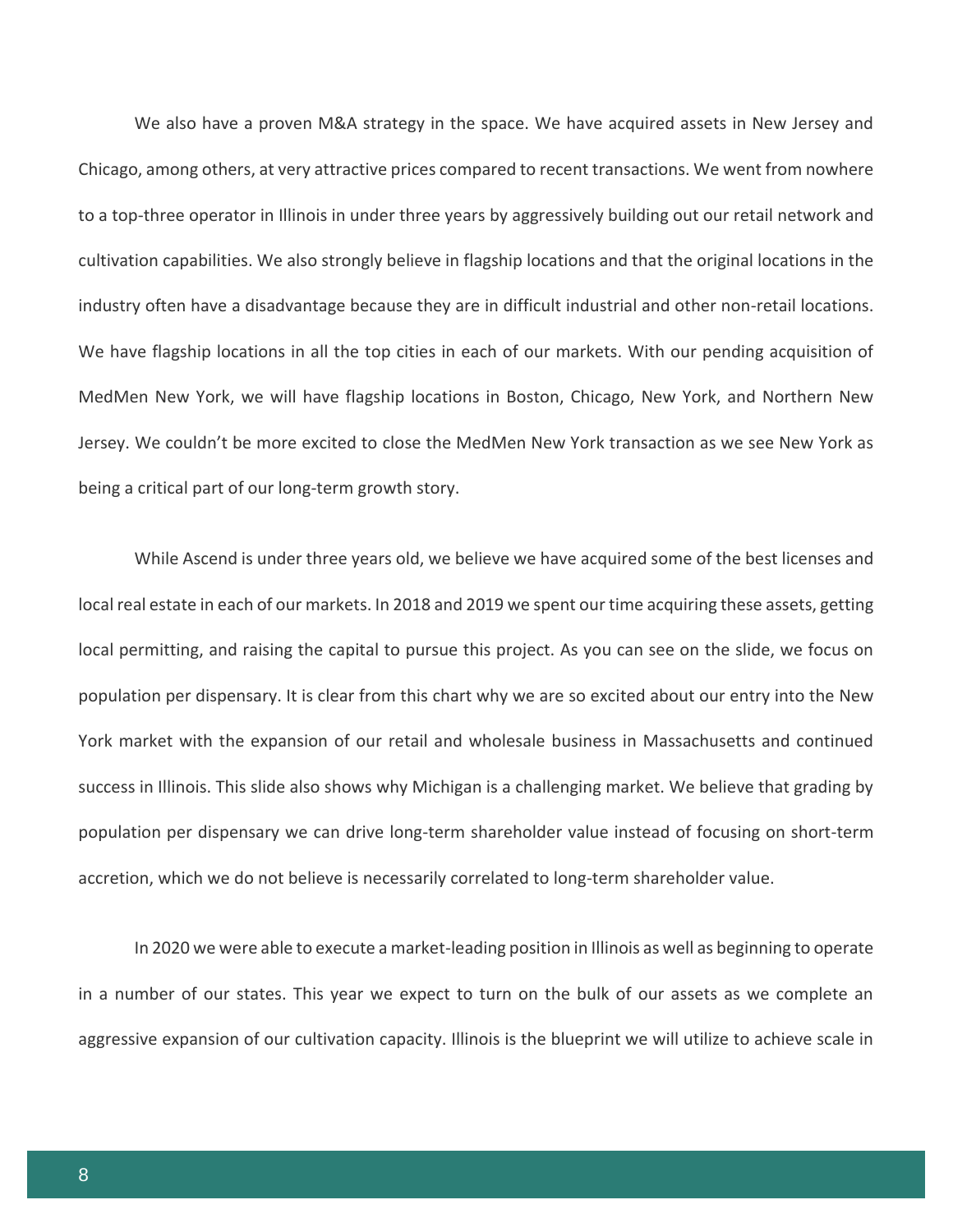We also have a proven M&A strategy in the space. We have acquired assets in New Jersey and Chicago, among others, at very attractive prices compared to recent transactions. We went from nowhere to a top-three operator in Illinois in under three years by aggressively building out our retail network and cultivation capabilities. We also strongly believe in flagship locations and that the original locations in the industry often have a disadvantage because they are in difficult industrial and other non-retail locations. We have flagship locations in all the top cities in each of our markets. With our pending acquisition of MedMen New York, we will have flagship locations in Boston, Chicago, New York, and Northern New Jersey. We couldn't be more excited to close the MedMen New York transaction as we see New York as being a critical part of our long-term growth story.

While Ascend is under three years old, we believe we have acquired some of the best licenses and local real estate in each of our markets. In 2018 and 2019 we spent our time acquiring these assets, getting local permitting, and raising the capital to pursue this project. As you can see on the slide, we focus on population per dispensary. It is clear from this chart why we are so excited about our entry into the New York market with the expansion of our retail and wholesale business in Massachusetts and continued success in Illinois. This slide also shows why Michigan is a challenging market. We believe that grading by population per dispensary we can drive long-term shareholder value instead of focusing on short-term accretion, which we do not believe is necessarily correlated to long-term shareholder value.

In 2020 we were able to execute a market-leading position in Illinois as well as beginning to operate in a number of our states. This year we expect to turn on the bulk of our assets as we complete an aggressive expansion of our cultivation capacity. Illinois is the blueprint we will utilize to achieve scale in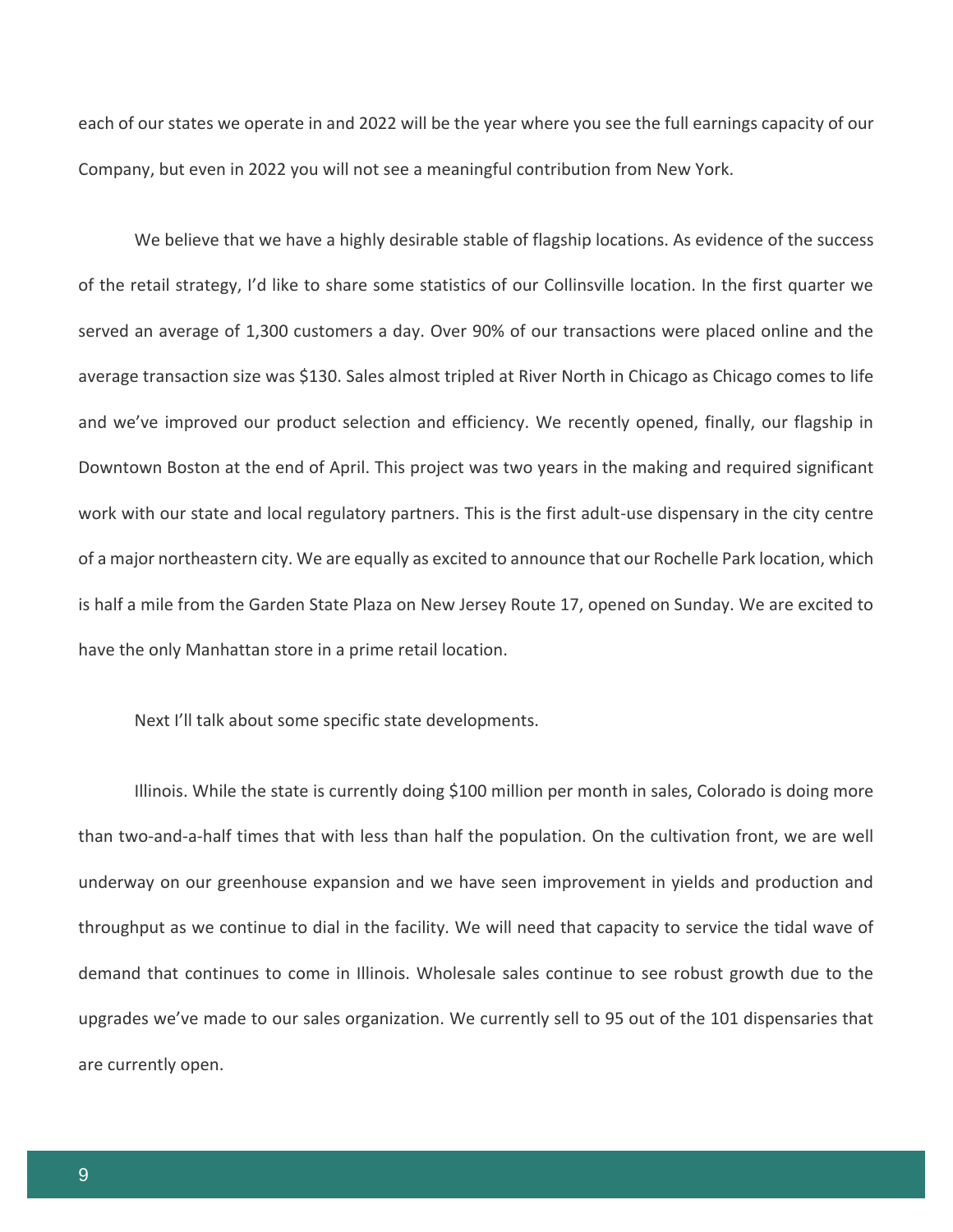each of our states we operate in and 2022 will be the year where you see the full earnings capacity of our Company, but even in 2022 you will not see a meaningful contribution from New York.

We believe that we have a highly desirable stable of flagship locations. As evidence of the success of the retail strategy, I'd like to share some statistics of our Collinsville location. In the first quarter we served an average of 1,300 customers a day. Over 90% of our transactions were placed online and the average transaction size was $130. Sales almost tripled at River North in Chicago as Chicago comes to life and we've improved our product selection and efficiency. We recently opened, finally, our flagship in Downtown Boston at the end of April. This project was two years in the making and required significant work with our state and local regulatory partners. This is the first adult-use dispensary in the city centre of a major northeastern city. We are equally as excited to announce that our Rochelle Park location, which is half a mile from the Garden State Plaza on New Jersey Route 17, opened on Sunday. We are excited to have the only Manhattan store in a prime retail location.

Next I'll talk about some specific state developments.

Illinois. While the state is currently doing $100 million per month in sales, Colorado is doing more than two-and-a-half times that with less than half the population. On the cultivation front, we are well underway on our greenhouse expansion and we have seen improvement in yields and production and throughput as we continue to dial in the facility. We will need that capacity to service the tidal wave of demand that continues to come in Illinois. Wholesale sales continue to see robust growth due to the upgrades we've made to our sales organization. We currently sell to 95 out of the 101 dispensaries that are currently open.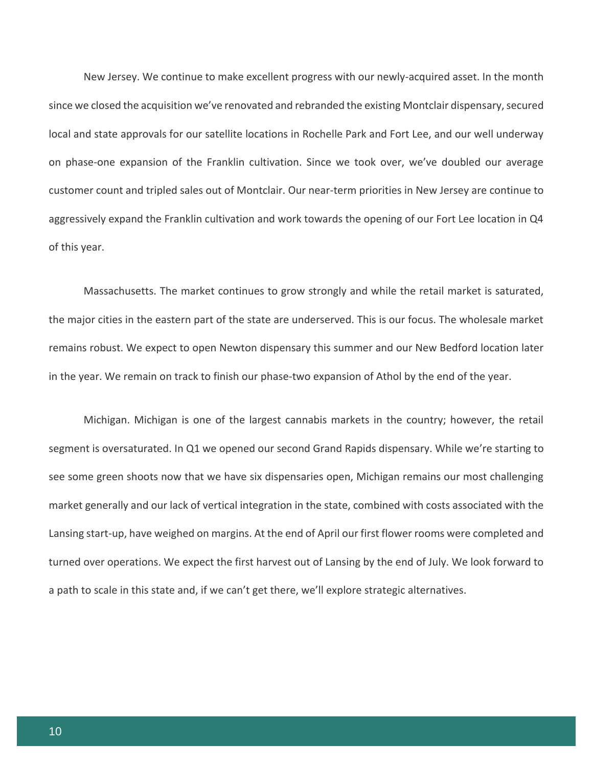New Jersey. We continue to make excellent progress with our newly-acquired asset. In the month since we closed the acquisition we've renovated and rebranded the existing Montclair dispensary, secured local and state approvals for our satellite locations in Rochelle Park and Fort Lee, and our well underway on phase-one expansion of the Franklin cultivation. Since we took over, we've doubled our average customer count and tripled sales out of Montclair. Our near-term priorities in New Jersey are continue to aggressively expand the Franklin cultivation and work towards the opening of our Fort Lee location in Q4 of this year.

Massachusetts. The market continues to grow strongly and while the retail market is saturated, the major cities in the eastern part of the state are underserved. This is our focus. The wholesale market remains robust. We expect to open Newton dispensary this summer and our New Bedford location later in the year. We remain on track to finish our phase-two expansion of Athol by the end of the year.

Michigan. Michigan is one of the largest cannabis markets in the country; however, the retail segment is oversaturated. In Q1 we opened our second Grand Rapids dispensary. While we're starting to see some green shoots now that we have six dispensaries open, Michigan remains our most challenging market generally and our lack of vertical integration in the state, combined with costs associated with the Lansing start-up, have weighed on margins. At the end of April our first flower rooms were completed and turned over operations. We expect the first harvest out of Lansing by the end of July. We look forward to a path to scale in this state and, if we can't get there, we'll explore strategic alternatives.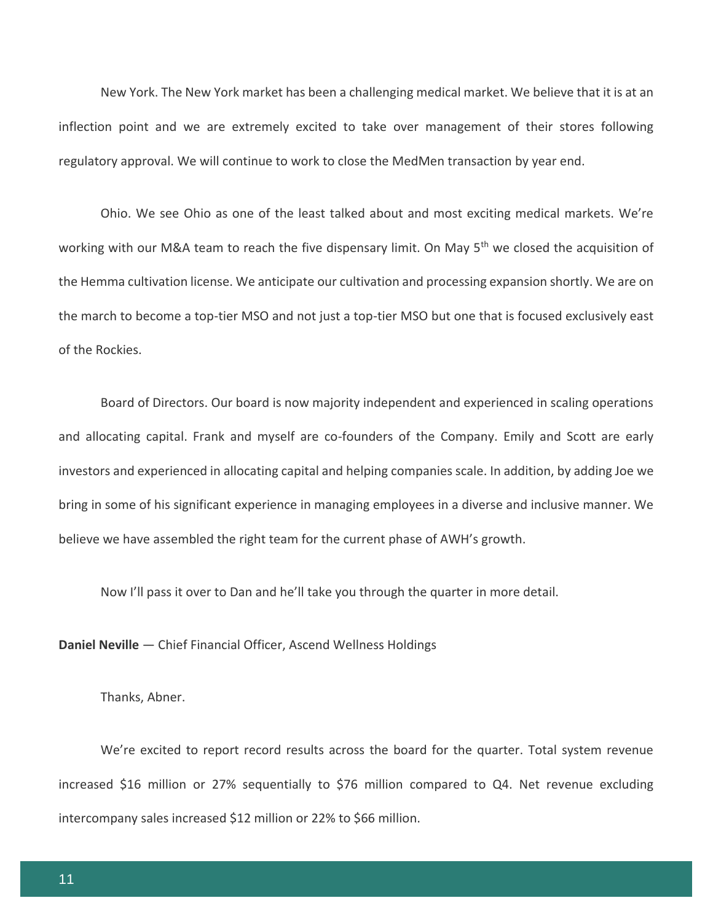New York. The New York market has been a challenging medical market. We believe that it is at an inflection point and we are extremely excited to take over management of their stores following regulatory approval. We will continue to work to close the MedMen transaction by year end.

Ohio. We see Ohio as one of the least talked about and most exciting medical markets. We're working with our M&A team to reach the five dispensary limit. On May 5th we closed the acquisition of the Hemma cultivation license. We anticipate our cultivation and processing expansion shortly. We are on the march to become a top-tier MSO and not just a top-tier MSO but one that is focused exclusively east of the Rockies.

Board of Directors. Our board is now majority independent and experienced in scaling operations and allocating capital. Frank and myself are co-founders of the Company. Emily and Scott are early investors and experienced in allocating capital and helping companies scale. In addition, by adding Joe we bring in some of his significant experience in managing employees in a diverse and inclusive manner. We believe we have assembled the right team for the current phase of AWH's growth.

Now I'll pass it over to Dan and he'll take you through the quarter in more detail.

**Daniel Neville** — Chief Financial Officer, Ascend Wellness Holdings

Thanks, Abner.

We're excited to report record results across the board for the quarter. Total system revenue increased $16 million or 27% sequentially to $76 million compared to Q4. Net revenue excluding intercompany sales increased $12 million or 22% to $66 million.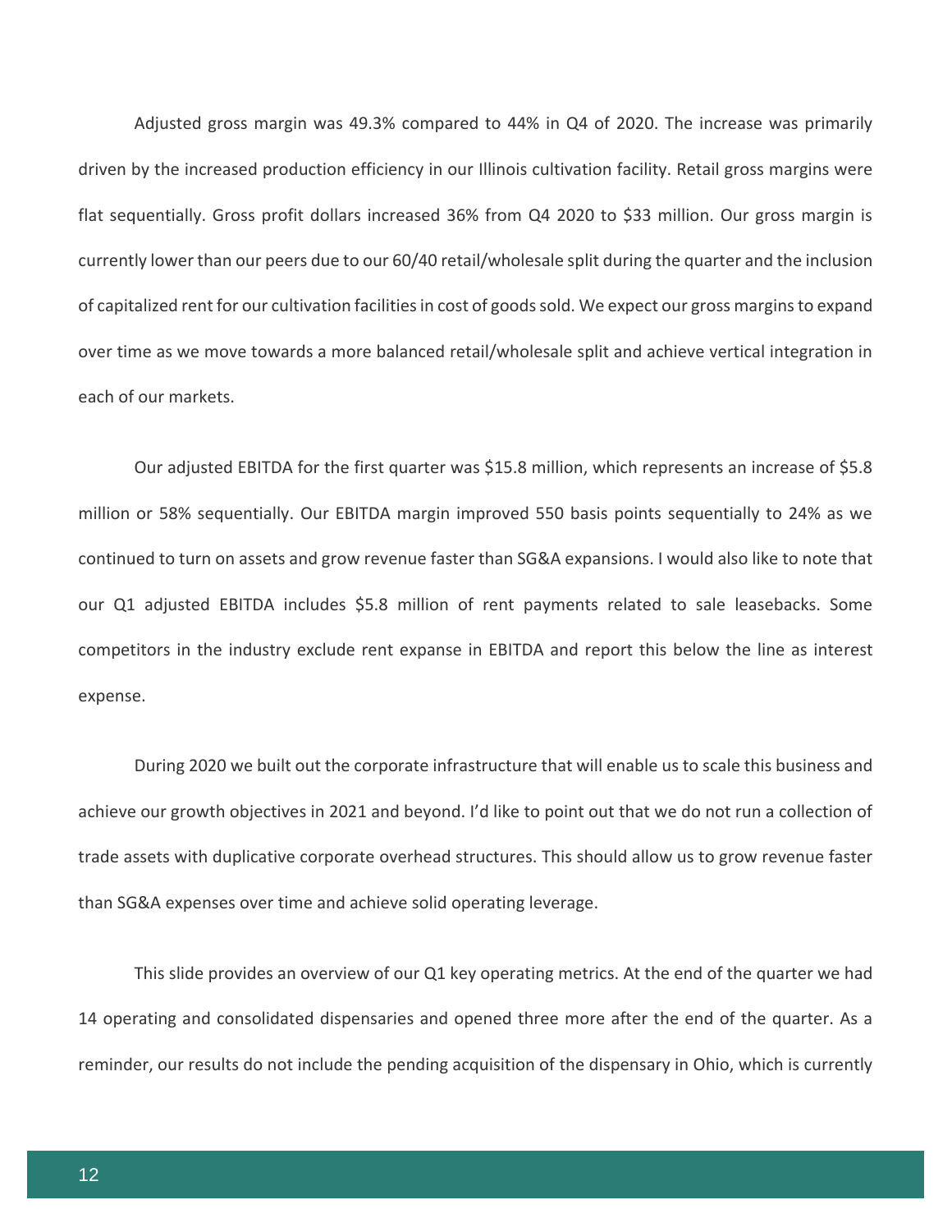Adjusted gross margin was 49.3% compared to 44% in Q4 of 2020. The increase was primarily driven by the increased production efficiency in our Illinois cultivation facility. Retail gross margins were flat sequentially. Gross profit dollars increased 36% from Q4 2020 to $33 million. Our gross margin is currently lower than our peers due to our 60/40 retail/wholesale split during the quarter and the inclusion of capitalized rent for our cultivation facilities in cost of goods sold. We expect our gross margins to expand over time as we move towards a more balanced retail/wholesale split and achieve vertical integration in each of our markets.

Our adjusted EBITDA for the first quarter was $15.8 million, which represents an increase of $5.8 million or 58% sequentially. Our EBITDA margin improved 550 basis points sequentially to 24% as we continued to turn on assets and grow revenue faster than SG&A expansions. I would also like to note that our Q1 adjusted EBITDA includes $5.8 million of rent payments related to sale leasebacks. Some competitors in the industry exclude rent expanse in EBITDA and report this below the line as interest expense.

During 2020 we built out the corporate infrastructure that will enable us to scale this business and achieve our growth objectives in 2021 and beyond. I'd like to point out that we do not run a collection of trade assets with duplicative corporate overhead structures. This should allow us to grow revenue faster than SG&A expenses over time and achieve solid operating leverage.

This slide provides an overview of our Q1 key operating metrics. At the end of the quarter we had 14 operating and consolidated dispensaries and opened three more after the end of the quarter. As a reminder, our results do not include the pending acquisition of the dispensary in Ohio, which is currently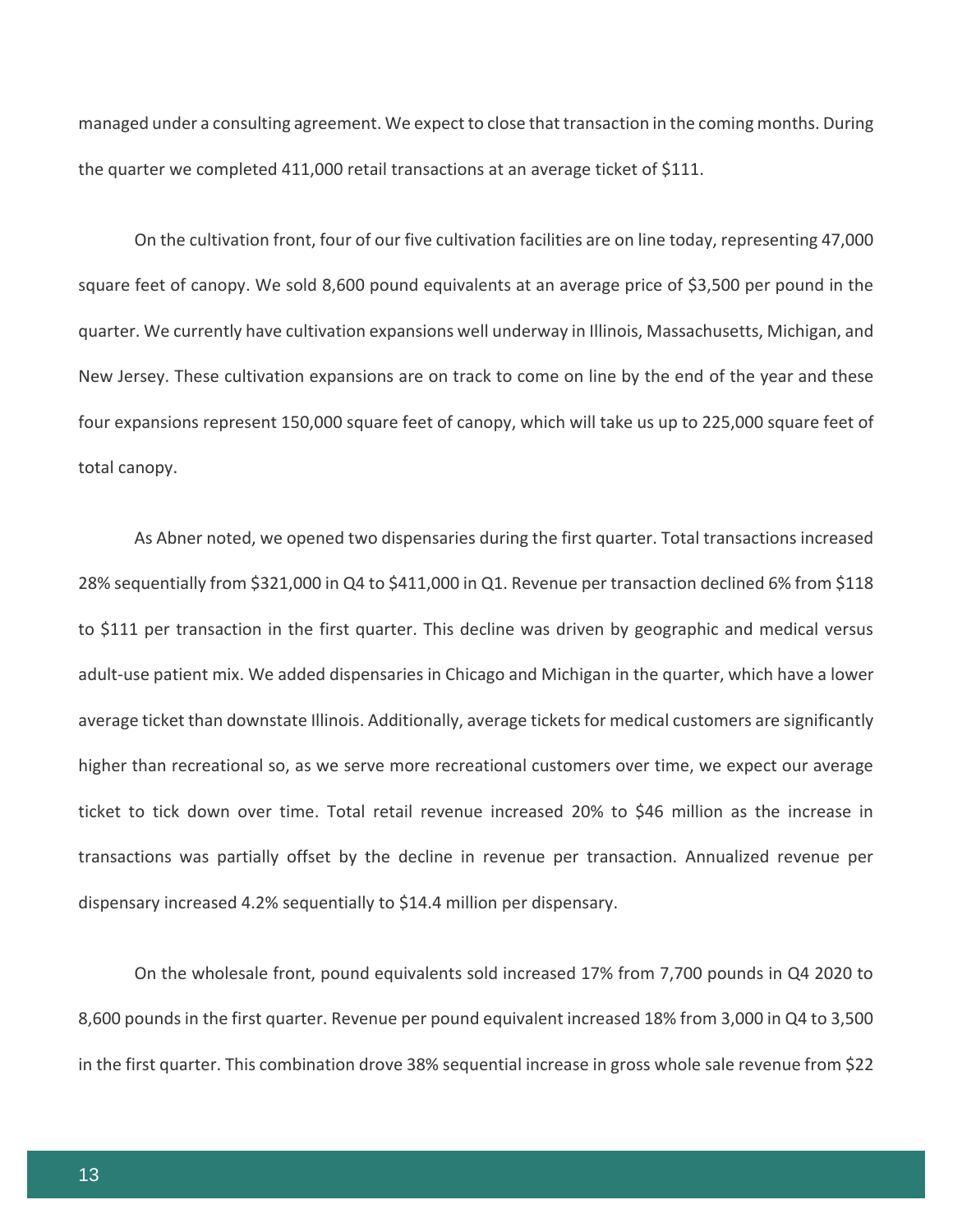managed under a consulting agreement. We expect to close that transaction in the coming months. During the quarter we completed 411,000 retail transactions at an average ticket of $111.

On the cultivation front, four of our five cultivation facilities are on line today, representing 47,000 square feet of canopy. We sold 8,600 pound equivalents at an average price of $3,500 per pound in the quarter. We currently have cultivation expansions well underway in Illinois, Massachusetts, Michigan, and New Jersey. These cultivation expansions are on track to come on line by the end of the year and these four expansions represent 150,000 square feet of canopy, which will take us up to 225,000 square feet of total canopy.

As Abner noted, we opened two dispensaries during the first quarter. Total transactions increased 28% sequentially from $321,000 in Q4 to $411,000 in Q1. Revenue per transaction declined 6% from $118 to $111 per transaction in the first quarter. This decline was driven by geographic and medical versus adult-use patient mix. We added dispensaries in Chicago and Michigan in the quarter, which have a lower average ticket than downstate Illinois. Additionally, average tickets for medical customers are significantly higher than recreational so, as we serve more recreational customers over time, we expect our average ticket to tick down over time. Total retail revenue increased 20% to $46 million as the increase in transactions was partially offset by the decline in revenue per transaction. Annualized revenue per dispensary increased 4.2% sequentially to $14.4 million per dispensary.

On the wholesale front, pound equivalents sold increased 17% from 7,700 pounds in Q4 2020 to 8,600 pounds in the first quarter. Revenue per pound equivalent increased 18% from 3,000 in Q4 to 3,500 in the first quarter. This combination drove 38% sequential increase in gross whole sale revenue from $22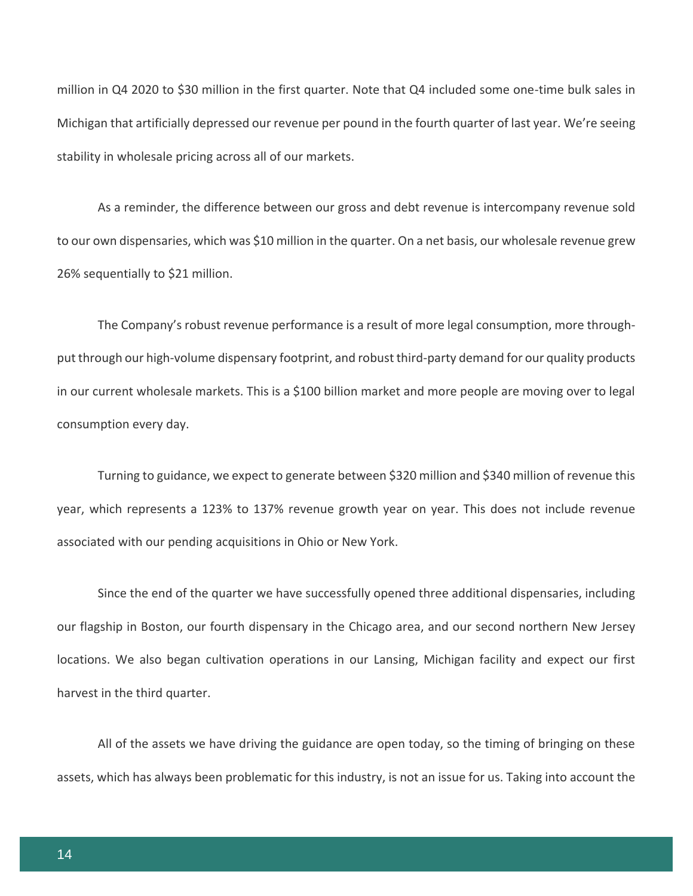million in Q4 2020 to $30 million in the first quarter. Note that Q4 included some one-time bulk sales in Michigan that artificially depressed our revenue per pound in the fourth quarter of last year. We're seeing stability in wholesale pricing across all of our markets.

As a reminder, the difference between our gross and debt revenue is intercompany revenue sold to our own dispensaries, which was $10 million in the quarter. On a net basis, our wholesale revenue grew 26% sequentially to $21 million.

The Company's robust revenue performance is a result of more legal consumption, more through-put through our high-volume dispensary footprint, and robust third-party demand for our quality products in our current wholesale markets. This is a $100 billion market and more people are moving over to legal consumption every day.

Turning to guidance, we expect to generate between $320 million and $340 million of revenue this year, which represents a 123% to 137% revenue growth year on year. This does not include revenue associated with our pending acquisitions in Ohio or New York.

Since the end of the quarter we have successfully opened three additional dispensaries, including our flagship in Boston, our fourth dispensary in the Chicago area, and our second northern New Jersey locations. We also began cultivation operations in our Lansing, Michigan facility and expect our first harvest in the third quarter.

All of the assets we have driving the guidance are open today, so the timing of bringing on these assets, which has always been problematic for this industry, is not an issue for us. Taking into account the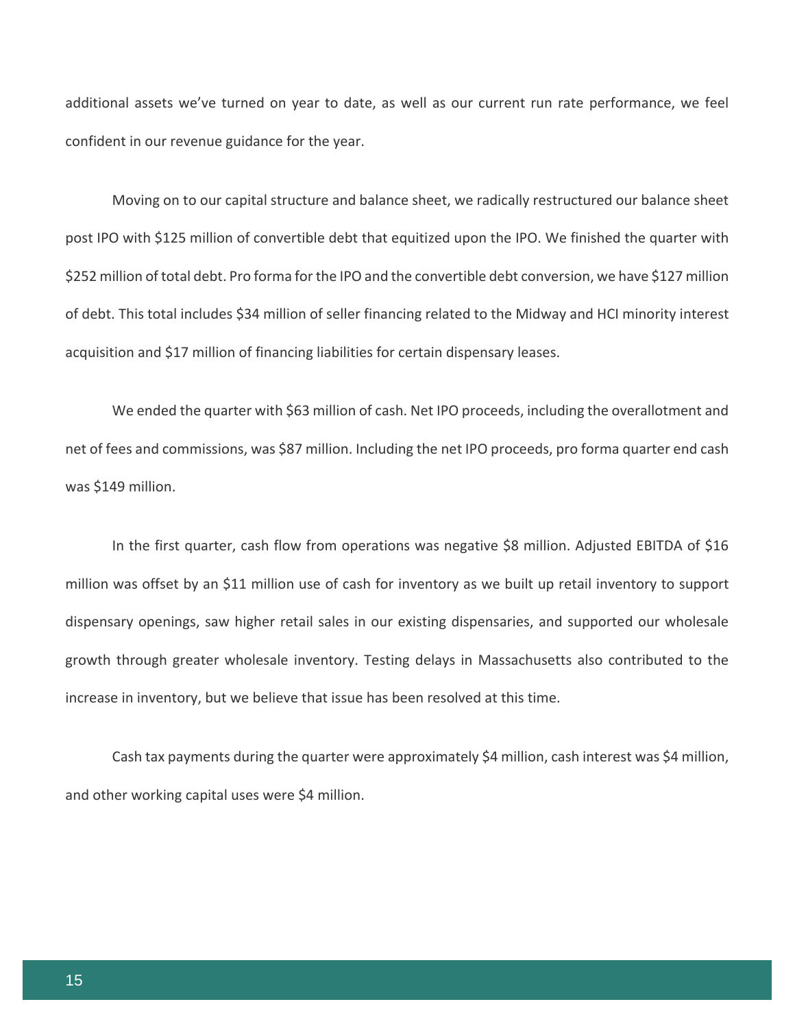additional assets we've turned on year to date, as well as our current run rate performance, we feel confident in our revenue guidance for the year.

Moving on to our capital structure and balance sheet, we radically restructured our balance sheet post IPO with $125 million of convertible debt that equitized upon the IPO. We finished the quarter with $252 million of total debt. Pro forma for the IPO and the convertible debt conversion, we have $127 million of debt. This total includes $34 million of seller financing related to the Midway and HCI minority interest acquisition and $17 million of financing liabilities for certain dispensary leases.

We ended the quarter with $63 million of cash. Net IPO proceeds, including the overallotment and net of fees and commissions, was $87 million. Including the net IPO proceeds, pro forma quarter end cash was $149 million.

In the first quarter, cash flow from operations was negative $8 million. Adjusted EBITDA of $16 million was offset by an $11 million use of cash for inventory as we built up retail inventory to support dispensary openings, saw higher retail sales in our existing dispensaries, and supported our wholesale growth through greater wholesale inventory. Testing delays in Massachusetts also contributed to the increase in inventory, but we believe that issue has been resolved at this time.

Cash tax payments during the quarter were approximately $4 million, cash interest was $4 million, and other working capital uses were $4 million.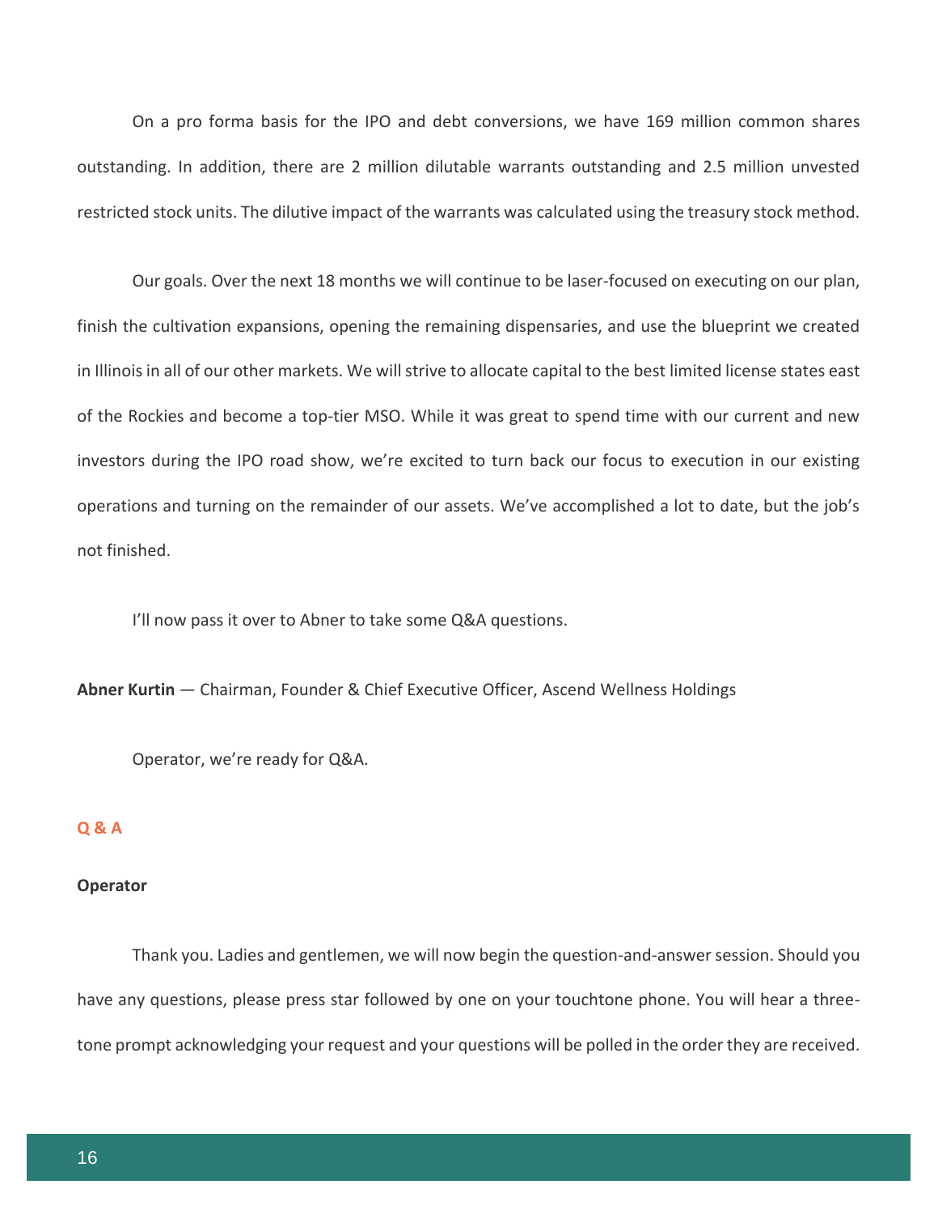On a pro forma basis for the IPO and debt conversions, we have 169 million common shares outstanding. In addition, there are 2 million dilutable warrants outstanding and 2.5 million unvested restricted stock units. The dilutive impact of the warrants was calculated using the treasury stock method.

Our goals. Over the next 18 months we will continue to be laser-focused on executing on our plan, finish the cultivation expansions, opening the remaining dispensaries, and use the blueprint we created in Illinois in all of our other markets. We will strive to allocate capital to the best limited license states east of the Rockies and become a top-tier MSO. While it was great to spend time with our current and new investors during the IPO road show, we're excited to turn back our focus to execution in our existing operations and turning on the remainder of our assets. We've accomplished a lot to date, but the job's not finished.

I'll now pass it over to Abner to take some Q&A questions.

**Abner Kurtin** — Chairman, Founder & Chief Executive Officer, Ascend Wellness Holdings

Operator, we're ready for Q&A.

## Q & A

**Operator**

Thank you. Ladies and gentlemen, we will now begin the question-and-answer session. Should you have any questions, please press star followed by one on your touchtone phone. You will hear a three-tone prompt acknowledging your request and your questions will be polled in the order they are received.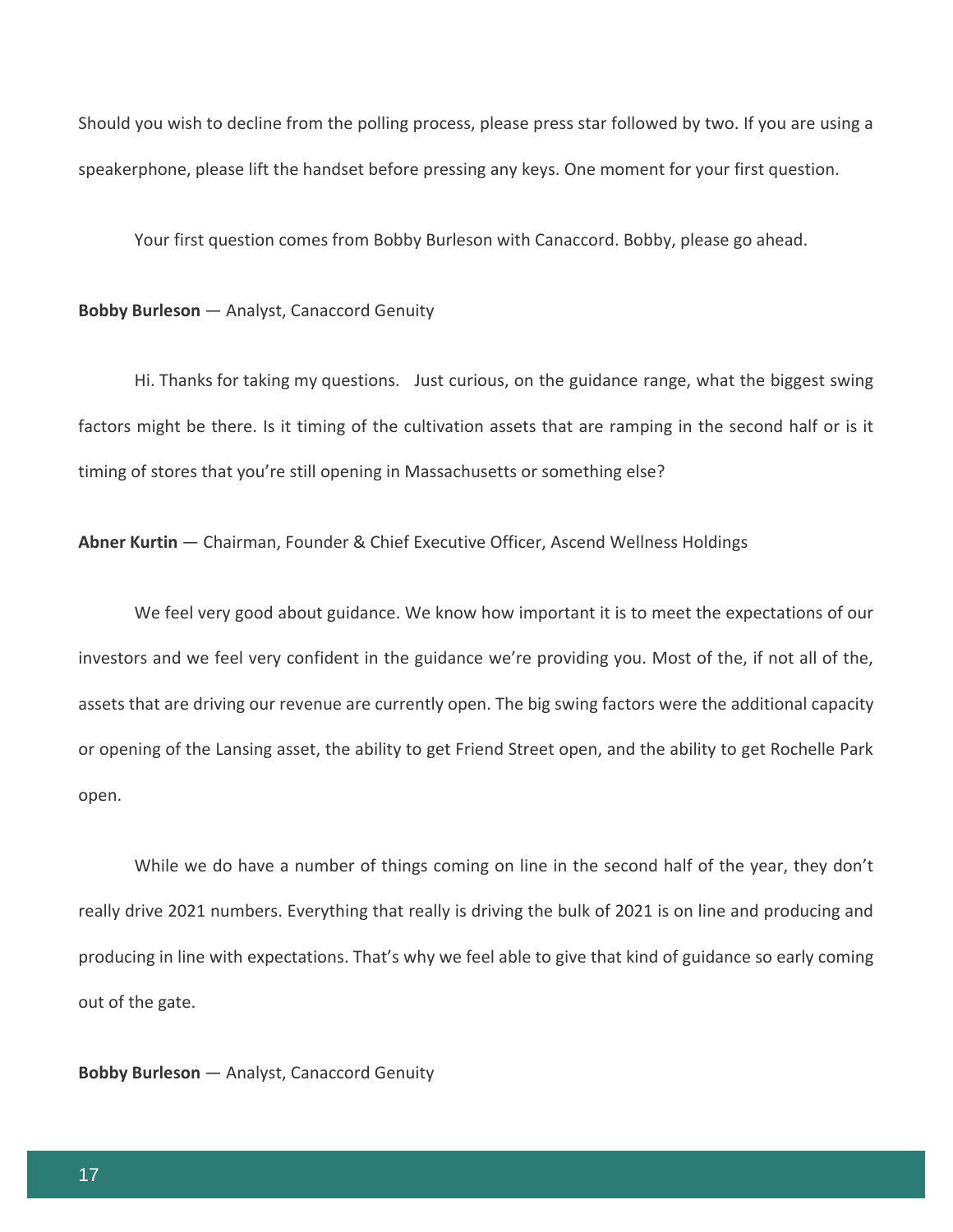Should you wish to decline from the polling process, please press star followed by two. If you are using a speakerphone, please lift the handset before pressing any keys. One moment for your first question.

Your first question comes from Bobby Burleson with Canaccord. Bobby, please go ahead.

**Bobby Burleson** — Analyst, Canaccord Genuity

Hi. Thanks for taking my questions. Just curious, on the guidance range, what the biggest swing factors might be there. Is it timing of the cultivation assets that are ramping in the second half or is it timing of stores that you're still opening in Massachusetts or something else?

**Abner Kurtin** — Chairman, Founder & Chief Executive Officer, Ascend Wellness Holdings

We feel very good about guidance. We know how important it is to meet the expectations of our investors and we feel very confident in the guidance we're providing you. Most of the, if not all of the, assets that are driving our revenue are currently open. The big swing factors were the additional capacity or opening of the Lansing asset, the ability to get Friend Street open, and the ability to get Rochelle Park open.

While we do have a number of things coming on line in the second half of the year, they don't really drive 2021 numbers. Everything that really is driving the bulk of 2021 is on line and producing and producing in line with expectations. That's why we feel able to give that kind of guidance so early coming out of the gate.

**Bobby Burleson** — Analyst, Canaccord Genuity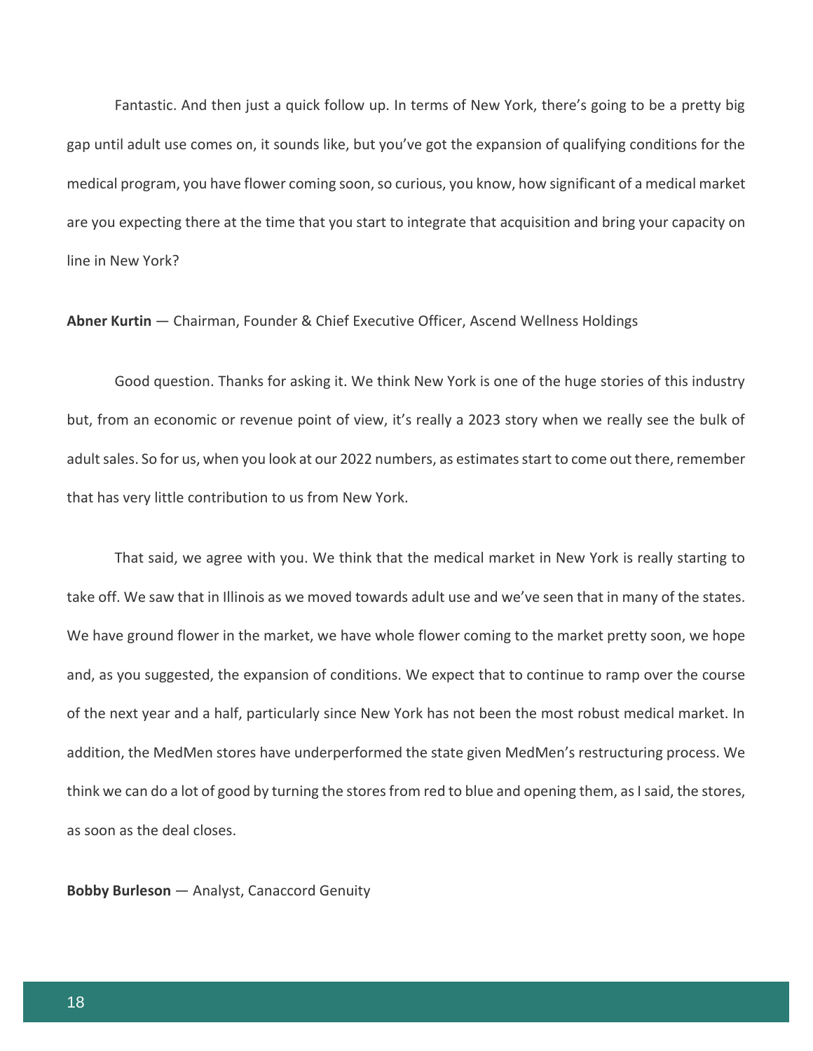Fantastic. And then just a quick follow up. In terms of New York, there's going to be a pretty big gap until adult use comes on, it sounds like, but you've got the expansion of qualifying conditions for the medical program, you have flower coming soon, so curious, you know, how significant of a medical market are you expecting there at the time that you start to integrate that acquisition and bring your capacity on line in New York?

**Abner Kurtin** — Chairman, Founder & Chief Executive Officer, Ascend Wellness Holdings

Good question. Thanks for asking it. We think New York is one of the huge stories of this industry but, from an economic or revenue point of view, it's really a 2023 story when we really see the bulk of adult sales. So for us, when you look at our 2022 numbers, as estimates start to come out there, remember that has very little contribution to us from New York.

That said, we agree with you. We think that the medical market in New York is really starting to take off. We saw that in Illinois as we moved towards adult use and we've seen that in many of the states. We have ground flower in the market, we have whole flower coming to the market pretty soon, we hope and, as you suggested, the expansion of conditions. We expect that to continue to ramp over the course of the next year and a half, particularly since New York has not been the most robust medical market. In addition, the MedMen stores have underperformed the state given MedMen's restructuring process. We think we can do a lot of good by turning the stores from red to blue and opening them, as I said, the stores, as soon as the deal closes.

**Bobby Burleson** — Analyst, Canaccord Genuity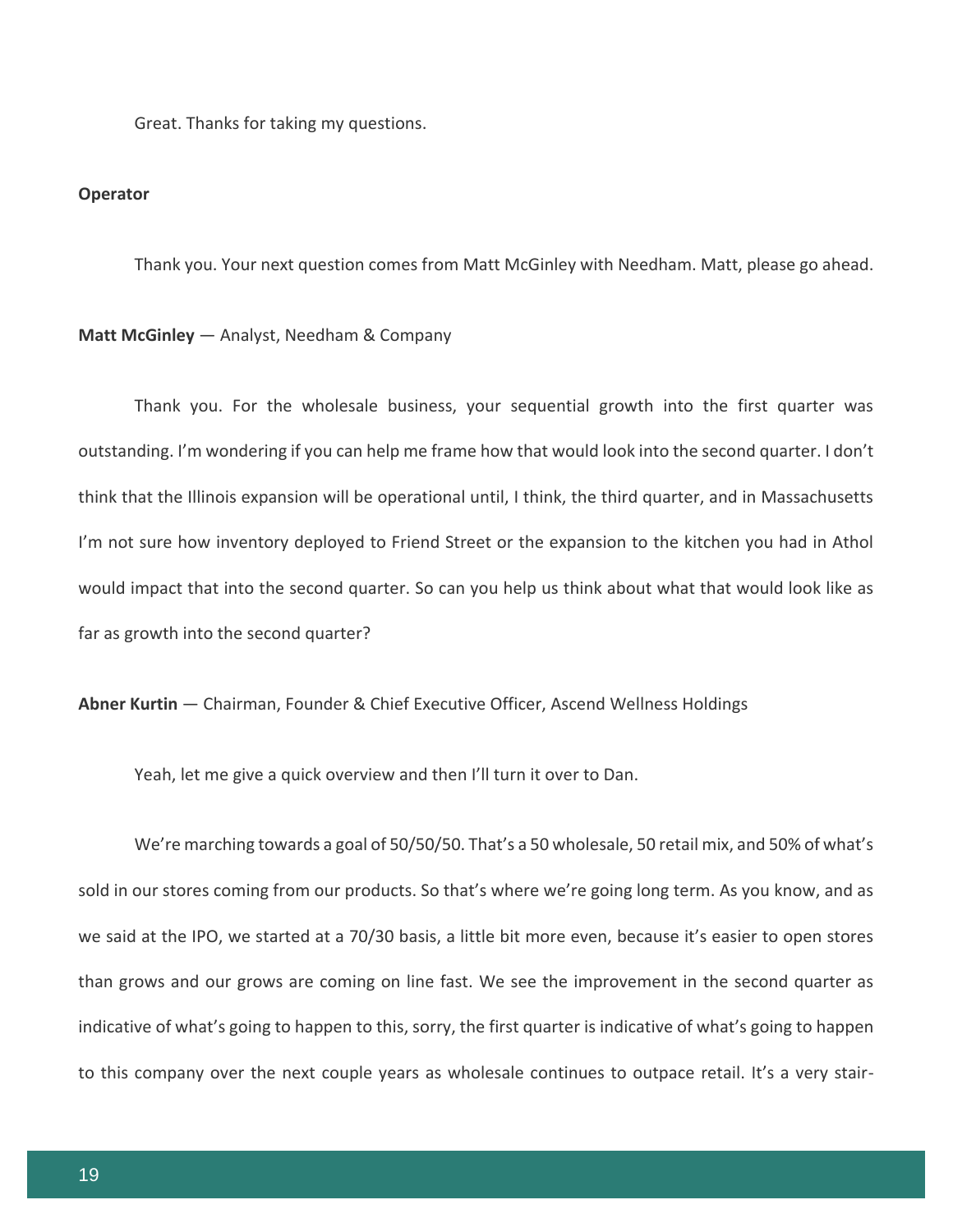Great. Thanks for taking my questions.

**Operator**

Thank you. Your next question comes from Matt McGinley with Needham. Matt, please go ahead.

**Matt McGinley** — Analyst, Needham & Company

Thank you. For the wholesale business, your sequential growth into the first quarter was outstanding. I'm wondering if you can help me frame how that would look into the second quarter. I don't think that the Illinois expansion will be operational until, I think, the third quarter, and in Massachusetts I'm not sure how inventory deployed to Friend Street or the expansion to the kitchen you had in Athol would impact that into the second quarter. So can you help us think about what that would look like as far as growth into the second quarter?

**Abner Kurtin** — Chairman, Founder & Chief Executive Officer, Ascend Wellness Holdings

Yeah, let me give a quick overview and then I'll turn it over to Dan.

We're marching towards a goal of 50/50/50. That's a 50 wholesale, 50 retail mix, and 50% of what's sold in our stores coming from our products. So that's where we're going long term. As you know, and as we said at the IPO, we started at a 70/30 basis, a little bit more even, because it's easier to open stores than grows and our grows are coming on line fast. We see the improvement in the second quarter as indicative of what's going to happen to this, sorry, the first quarter is indicative of what's going to happen to this company over the next couple years as wholesale continues to outpace retail. It's a very stair-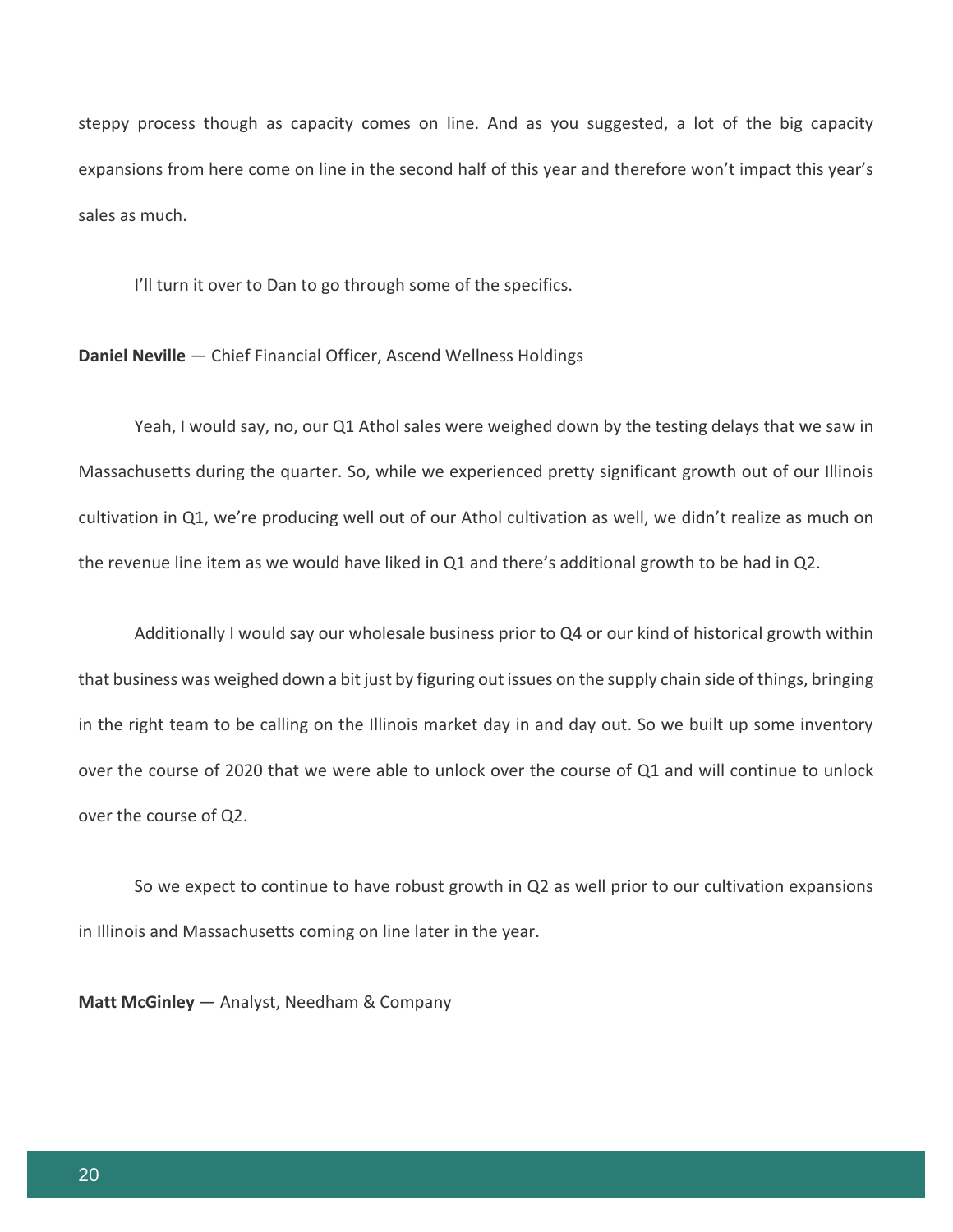steppy process though as capacity comes on line. And as you suggested, a lot of the big capacity expansions from here come on line in the second half of this year and therefore won't impact this year's sales as much.

I'll turn it over to Dan to go through some of the specifics.

**Daniel Neville** — Chief Financial Officer, Ascend Wellness Holdings

Yeah, I would say, no, our Q1 Athol sales were weighed down by the testing delays that we saw in Massachusetts during the quarter. So, while we experienced pretty significant growth out of our Illinois cultivation in Q1, we're producing well out of our Athol cultivation as well, we didn't realize as much on the revenue line item as we would have liked in Q1 and there's additional growth to be had in Q2.

Additionally I would say our wholesale business prior to Q4 or our kind of historical growth within that business was weighed down a bit just by figuring out issues on the supply chain side of things, bringing in the right team to be calling on the Illinois market day in and day out. So we built up some inventory over the course of 2020 that we were able to unlock over the course of Q1 and will continue to unlock over the course of Q2.

So we expect to continue to have robust growth in Q2 as well prior to our cultivation expansions in Illinois and Massachusetts coming on line later in the year.

**Matt McGinley** — Analyst, Needham & Company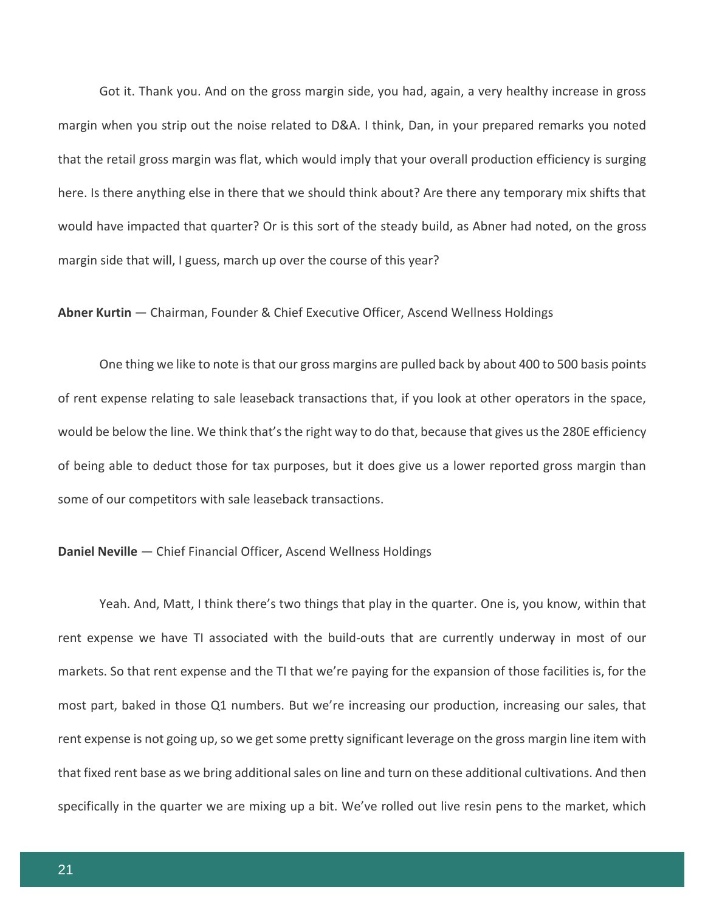Got it. Thank you. And on the gross margin side, you had, again, a very healthy increase in gross margin when you strip out the noise related to D&A. I think, Dan, in your prepared remarks you noted that the retail gross margin was flat, which would imply that your overall production efficiency is surging here. Is there anything else in there that we should think about? Are there any temporary mix shifts that would have impacted that quarter? Or is this sort of the steady build, as Abner had noted, on the gross margin side that will, I guess, march up over the course of this year?

**Abner Kurtin** — Chairman, Founder & Chief Executive Officer, Ascend Wellness Holdings

One thing we like to note is that our gross margins are pulled back by about 400 to 500 basis points of rent expense relating to sale leaseback transactions that, if you look at other operators in the space, would be below the line. We think that's the right way to do that, because that gives us the 280E efficiency of being able to deduct those for tax purposes, but it does give us a lower reported gross margin than some of our competitors with sale leaseback transactions.

**Daniel Neville** — Chief Financial Officer, Ascend Wellness Holdings

Yeah. And, Matt, I think there's two things that play in the quarter. One is, you know, within that rent expense we have TI associated with the build-outs that are currently underway in most of our markets. So that rent expense and the TI that we're paying for the expansion of those facilities is, for the most part, baked in those Q1 numbers. But we're increasing our production, increasing our sales, that rent expense is not going up, so we get some pretty significant leverage on the gross margin line item with that fixed rent base as we bring additional sales on line and turn on these additional cultivations. And then specifically in the quarter we are mixing up a bit. We've rolled out live resin pens to the market, which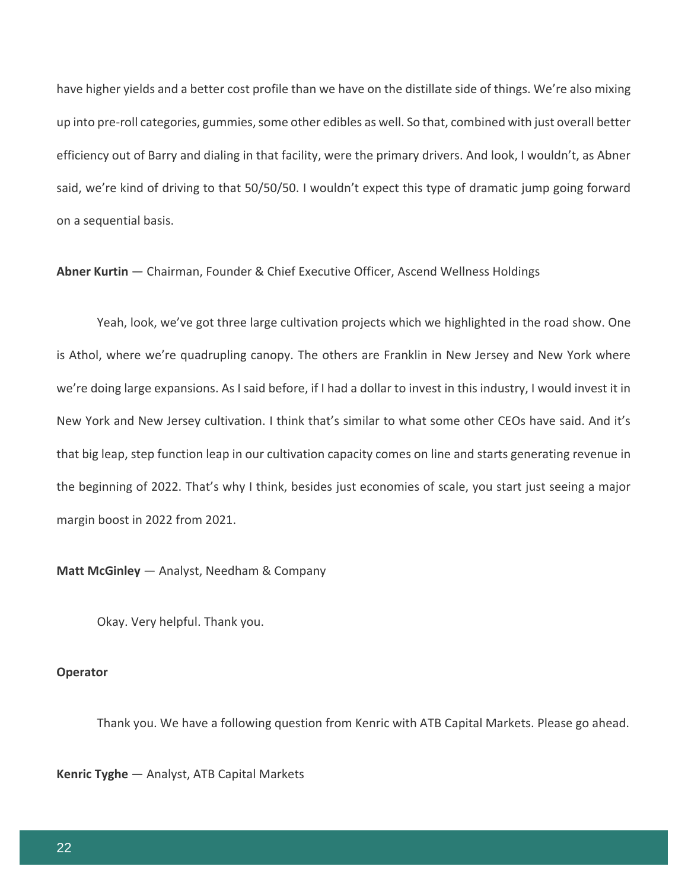have higher yields and a better cost profile than we have on the distillate side of things. We're also mixing up into pre-roll categories, gummies, some other edibles as well. So that, combined with just overall better efficiency out of Barry and dialing in that facility, were the primary drivers. And look, I wouldn't, as Abner said, we're kind of driving to that 50/50/50. I wouldn't expect this type of dramatic jump going forward on a sequential basis.

**Abner Kurtin** — Chairman, Founder & Chief Executive Officer, Ascend Wellness Holdings

Yeah, look, we've got three large cultivation projects which we highlighted in the road show. One is Athol, where we're quadrupling canopy. The others are Franklin in New Jersey and New York where we're doing large expansions. As I said before, if I had a dollar to invest in this industry, I would invest it in New York and New Jersey cultivation. I think that's similar to what some other CEOs have said. And it's that big leap, step function leap in our cultivation capacity comes on line and starts generating revenue in the beginning of 2022. That's why I think, besides just economies of scale, you start just seeing a major margin boost in 2022 from 2021.

**Matt McGinley** — Analyst, Needham & Company

Okay. Very helpful. Thank you.

**Operator**

Thank you. We have a following question from Kenric with ATB Capital Markets. Please go ahead.

**Kenric Tyghe** — Analyst, ATB Capital Markets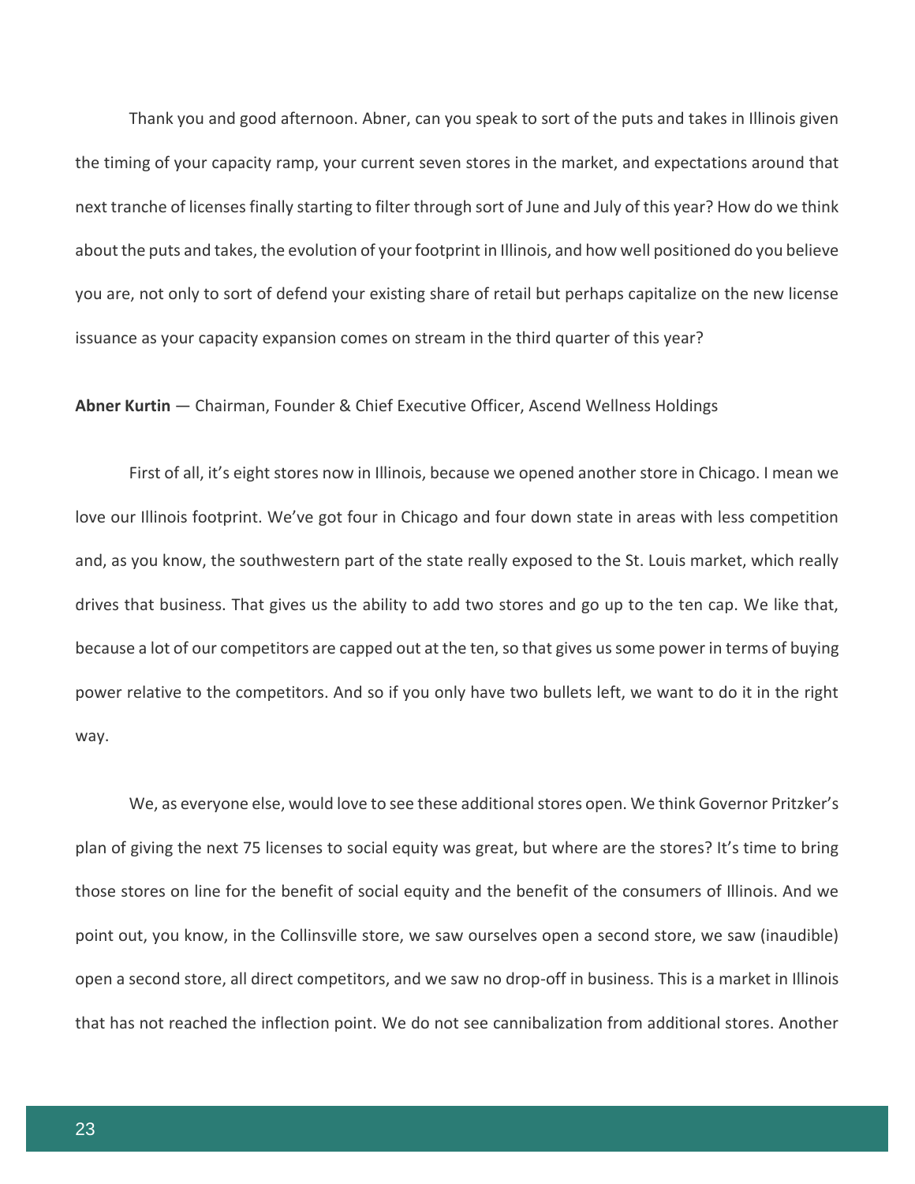Thank you and good afternoon. Abner, can you speak to sort of the puts and takes in Illinois given the timing of your capacity ramp, your current seven stores in the market, and expectations around that next tranche of licenses finally starting to filter through sort of June and July of this year? How do we think about the puts and takes, the evolution of your footprint in Illinois, and how well positioned do you believe you are, not only to sort of defend your existing share of retail but perhaps capitalize on the new license issuance as your capacity expansion comes on stream in the third quarter of this year?

**Abner Kurtin** — Chairman, Founder & Chief Executive Officer, Ascend Wellness Holdings

First of all, it's eight stores now in Illinois, because we opened another store in Chicago. I mean we love our Illinois footprint. We've got four in Chicago and four down state in areas with less competition and, as you know, the southwestern part of the state really exposed to the St. Louis market, which really drives that business. That gives us the ability to add two stores and go up to the ten cap. We like that, because a lot of our competitors are capped out at the ten, so that gives us some power in terms of buying power relative to the competitors. And so if you only have two bullets left, we want to do it in the right way.

We, as everyone else, would love to see these additional stores open. We think Governor Pritzker's plan of giving the next 75 licenses to social equity was great, but where are the stores? It's time to bring those stores on line for the benefit of social equity and the benefit of the consumers of Illinois. And we point out, you know, in the Collinsville store, we saw ourselves open a second store, we saw (inaudible) open a second store, all direct competitors, and we saw no drop-off in business. This is a market in Illinois that has not reached the inflection point. We do not see cannibalization from additional stores. Another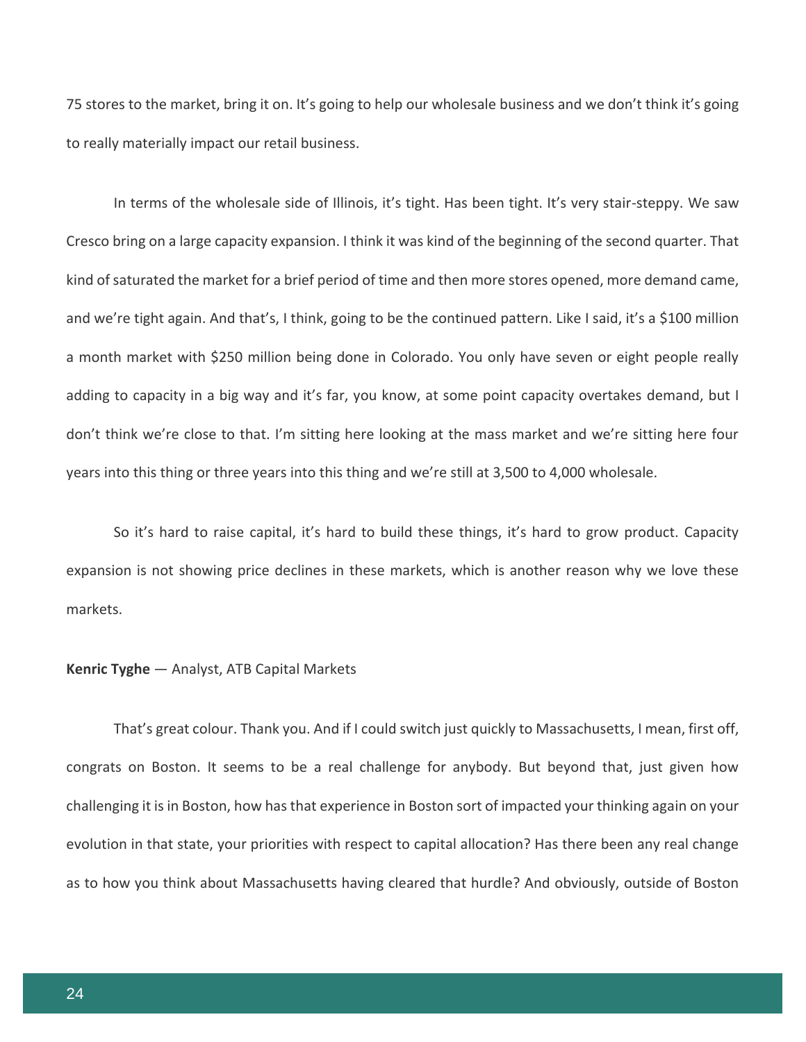75 stores to the market, bring it on. It's going to help our wholesale business and we don't think it's going to really materially impact our retail business.

In terms of the wholesale side of Illinois, it's tight. Has been tight. It's very stair-steppy. We saw Cresco bring on a large capacity expansion. I think it was kind of the beginning of the second quarter. That kind of saturated the market for a brief period of time and then more stores opened, more demand came, and we're tight again. And that's, I think, going to be the continued pattern. Like I said, it's a $100 million a month market with $250 million being done in Colorado. You only have seven or eight people really adding to capacity in a big way and it's far, you know, at some point capacity overtakes demand, but I don't think we're close to that. I'm sitting here looking at the mass market and we're sitting here four years into this thing or three years into this thing and we're still at 3,500 to 4,000 wholesale.

So it's hard to raise capital, it's hard to build these things, it's hard to grow product. Capacity expansion is not showing price declines in these markets, which is another reason why we love these markets.

**Kenric Tyghe** — Analyst, ATB Capital Markets

That's great colour. Thank you. And if I could switch just quickly to Massachusetts, I mean, first off, congrats on Boston. It seems to be a real challenge for anybody. But beyond that, just given how challenging it is in Boston, how has that experience in Boston sort of impacted your thinking again on your evolution in that state, your priorities with respect to capital allocation? Has there been any real change as to how you think about Massachusetts having cleared that hurdle? And obviously, outside of Boston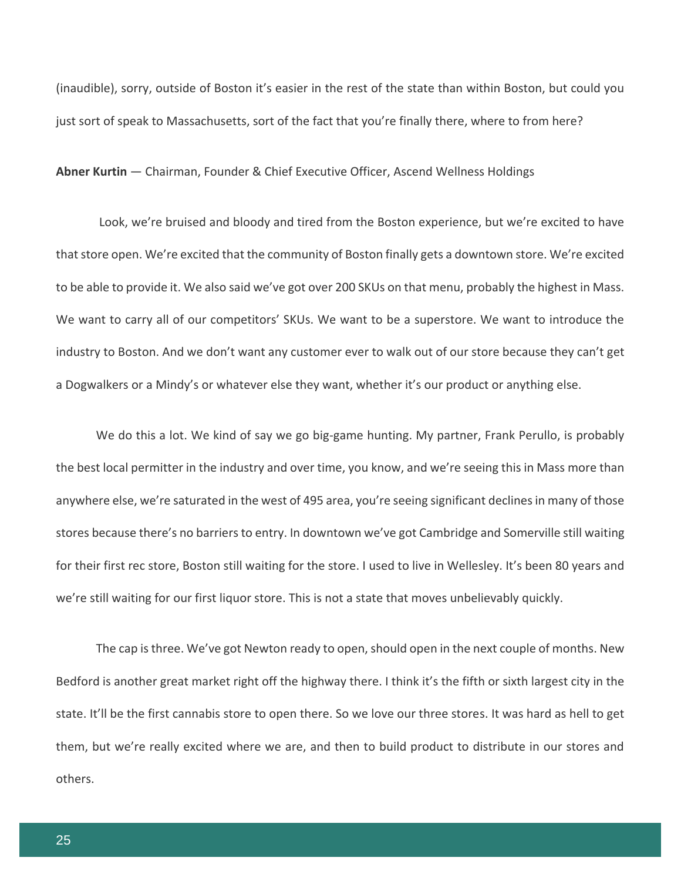(inaudible), sorry, outside of Boston it's easier in the rest of the state than within Boston, but could you just sort of speak to Massachusetts, sort of the fact that you're finally there, where to from here?

**Abner Kurtin** — Chairman, Founder & Chief Executive Officer, Ascend Wellness Holdings

Look, we're bruised and bloody and tired from the Boston experience, but we're excited to have that store open. We're excited that the community of Boston finally gets a downtown store. We're excited to be able to provide it. We also said we've got over 200 SKUs on that menu, probably the highest in Mass. We want to carry all of our competitors' SKUs. We want to be a superstore. We want to introduce the industry to Boston. And we don't want any customer ever to walk out of our store because they can't get a Dogwalkers or a Mindy's or whatever else they want, whether it's our product or anything else.

We do this a lot. We kind of say we go big-game hunting. My partner, Frank Perullo, is probably the best local permitter in the industry and over time, you know, and we're seeing this in Mass more than anywhere else, we're saturated in the west of 495 area, you're seeing significant declines in many of those stores because there's no barriers to entry. In downtown we've got Cambridge and Somerville still waiting for their first rec store, Boston still waiting for the store. I used to live in Wellesley. It's been 80 years and we're still waiting for our first liquor store. This is not a state that moves unbelievably quickly.

The cap is three. We've got Newton ready to open, should open in the next couple of months. New Bedford is another great market right off the highway there. I think it's the fifth or sixth largest city in the state. It'll be the first cannabis store to open there. So we love our three stores. It was hard as hell to get them, but we're really excited where we are, and then to build product to distribute in our stores and others.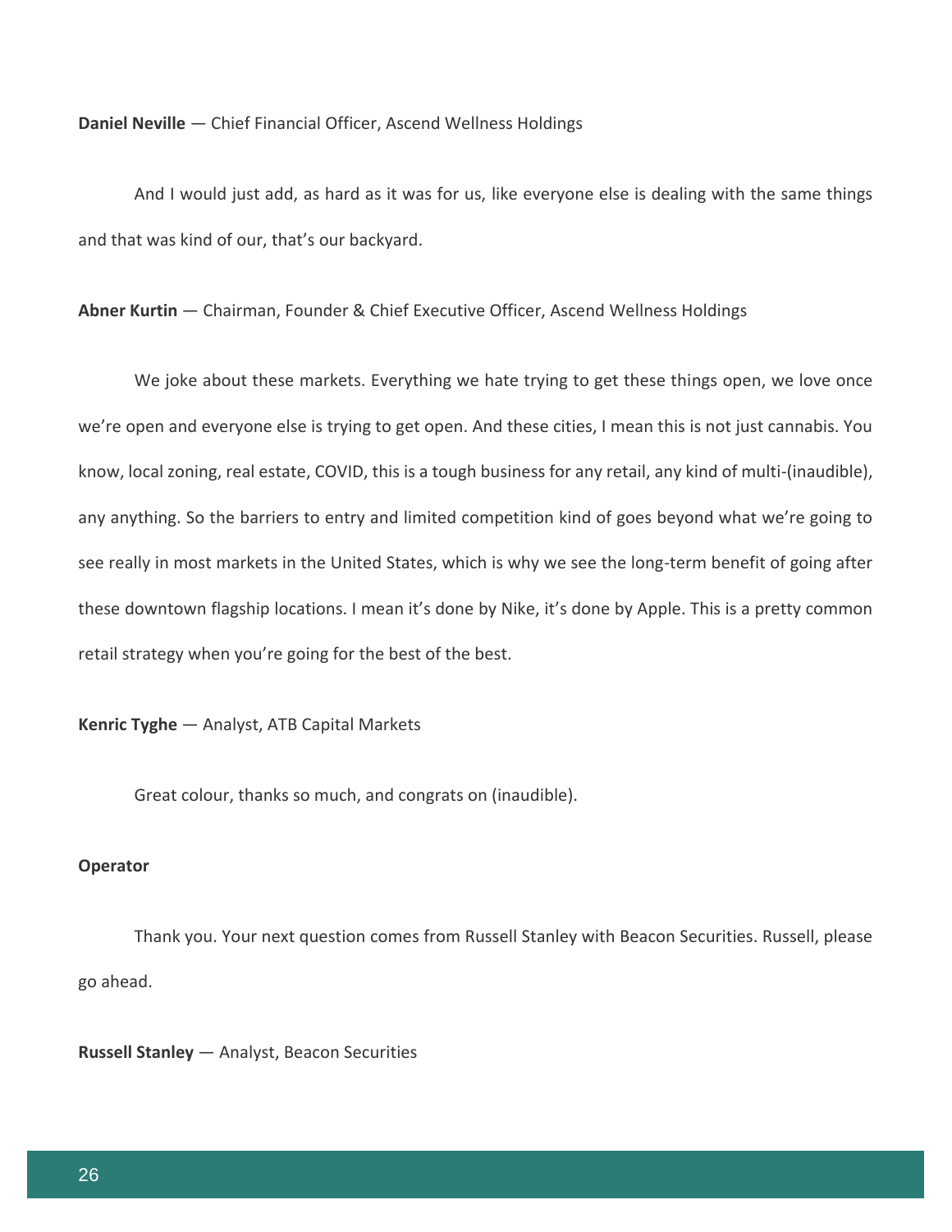**Daniel Neville** — Chief Financial Officer, Ascend Wellness Holdings

And I would just add, as hard as it was for us, like everyone else is dealing with the same things and that was kind of our, that's our backyard.

**Abner Kurtin** — Chairman, Founder & Chief Executive Officer, Ascend Wellness Holdings

We joke about these markets. Everything we hate trying to get these things open, we love once we're open and everyone else is trying to get open. And these cities, I mean this is not just cannabis. You know, local zoning, real estate, COVID, this is a tough business for any retail, any kind of multi-(inaudible), any anything. So the barriers to entry and limited competition kind of goes beyond what we're going to see really in most markets in the United States, which is why we see the long-term benefit of going after these downtown flagship locations. I mean it's done by Nike, it's done by Apple. This is a pretty common retail strategy when you're going for the best of the best.

**Kenric Tyghe** — Analyst, ATB Capital Markets

Great colour, thanks so much, and congrats on (inaudible).

**Operator**

Thank you. Your next question comes from Russell Stanley with Beacon Securities. Russell, please go ahead.

**Russell Stanley** — Analyst, Beacon Securities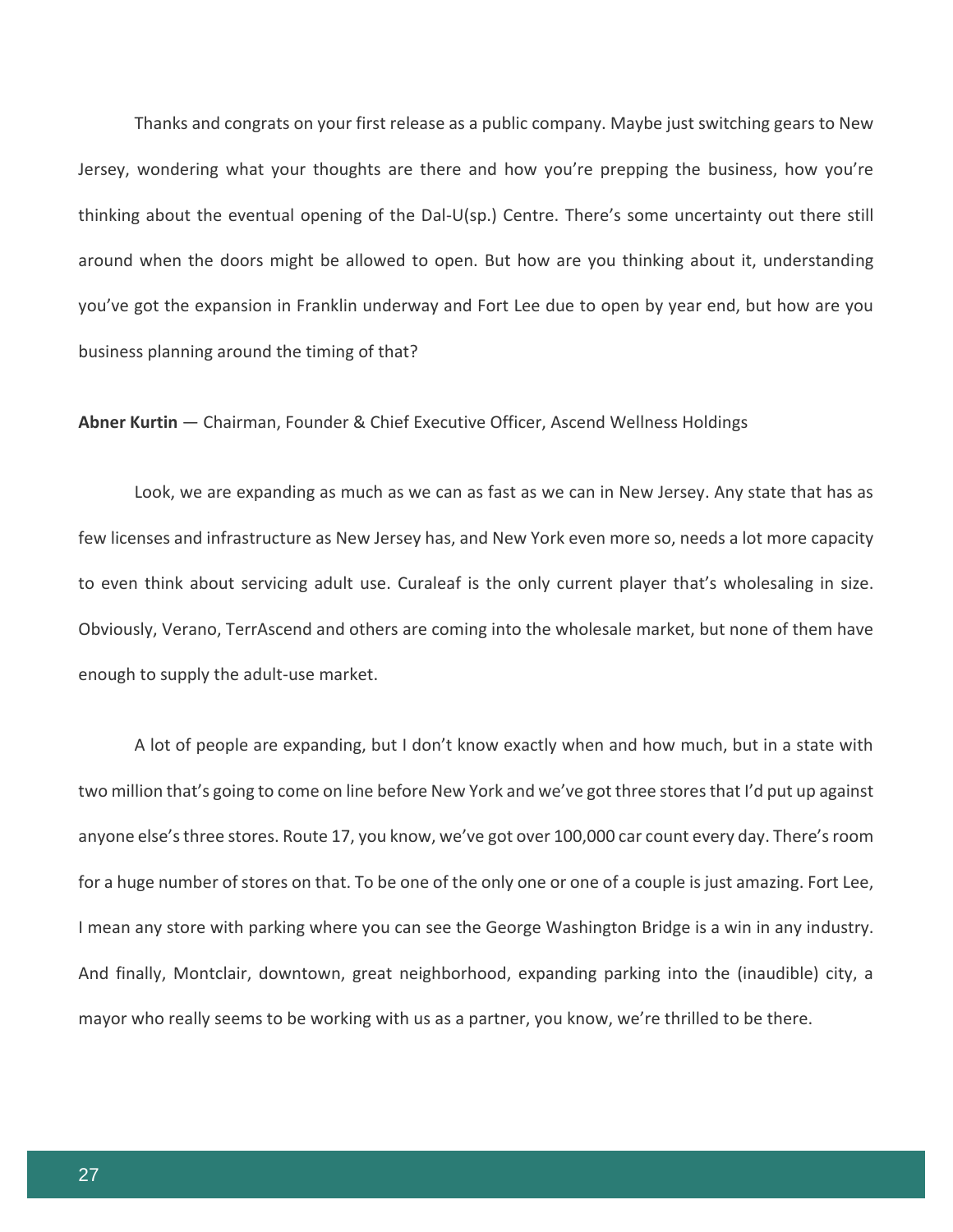Thanks and congrats on your first release as a public company. Maybe just switching gears to New Jersey, wondering what your thoughts are there and how you're prepping the business, how you're thinking about the eventual opening of the Dal-U(sp.) Centre. There's some uncertainty out there still around when the doors might be allowed to open. But how are you thinking about it, understanding you've got the expansion in Franklin underway and Fort Lee due to open by year end, but how are you business planning around the timing of that?

**Abner Kurtin** — Chairman, Founder & Chief Executive Officer, Ascend Wellness Holdings

Look, we are expanding as much as we can as fast as we can in New Jersey. Any state that has as few licenses and infrastructure as New Jersey has, and New York even more so, needs a lot more capacity to even think about servicing adult use. Curaleaf is the only current player that's wholesaling in size. Obviously, Verano, TerrAscend and others are coming into the wholesale market, but none of them have enough to supply the adult-use market.

A lot of people are expanding, but I don't know exactly when and how much, but in a state with two million that's going to come on line before New York and we've got three stores that I'd put up against anyone else's three stores. Route 17, you know, we've got over 100,000 car count every day. There's room for a huge number of stores on that. To be one of the only one or one of a couple is just amazing. Fort Lee, I mean any store with parking where you can see the George Washington Bridge is a win in any industry. And finally, Montclair, downtown, great neighborhood, expanding parking into the (inaudible) city, a mayor who really seems to be working with us as a partner, you know, we're thrilled to be there.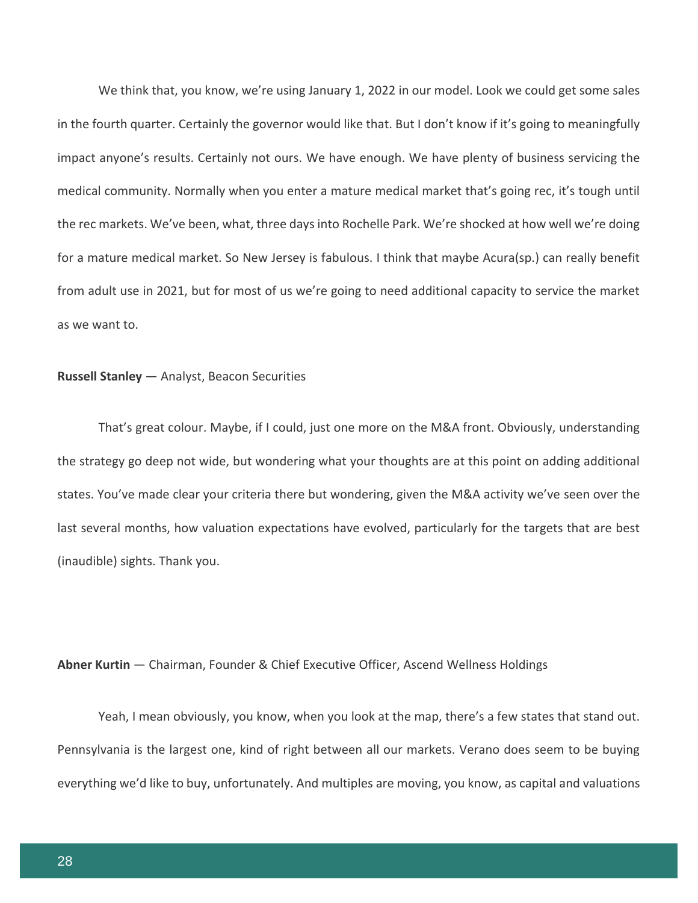We think that, you know, we're using January 1, 2022 in our model. Look we could get some sales in the fourth quarter. Certainly the governor would like that. But I don't know if it's going to meaningfully impact anyone's results. Certainly not ours. We have enough. We have plenty of business servicing the medical community. Normally when you enter a mature medical market that's going rec, it's tough until the rec markets. We've been, what, three days into Rochelle Park. We're shocked at how well we're doing for a mature medical market. So New Jersey is fabulous. I think that maybe Acura(sp.) can really benefit from adult use in 2021, but for most of us we're going to need additional capacity to service the market as we want to.

**Russell Stanley** — Analyst, Beacon Securities

That's great colour. Maybe, if I could, just one more on the M&A front. Obviously, understanding the strategy go deep not wide, but wondering what your thoughts are at this point on adding additional states. You've made clear your criteria there but wondering, given the M&A activity we've seen over the last several months, how valuation expectations have evolved, particularly for the targets that are best (inaudible) sights. Thank you.

**Abner Kurtin** — Chairman, Founder & Chief Executive Officer, Ascend Wellness Holdings

Yeah, I mean obviously, you know, when you look at the map, there's a few states that stand out. Pennsylvania is the largest one, kind of right between all our markets. Verano does seem to be buying everything we'd like to buy, unfortunately. And multiples are moving, you know, as capital and valuations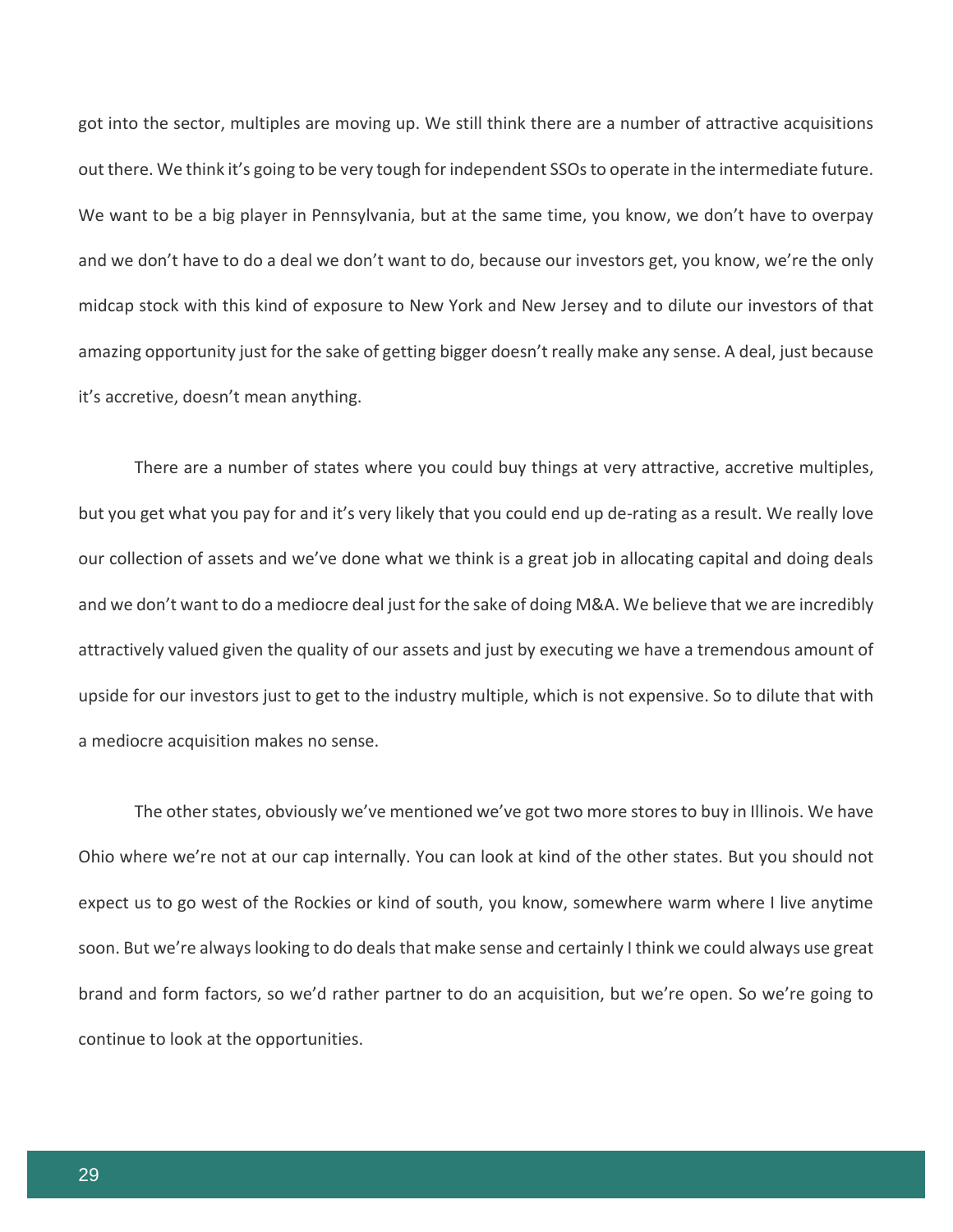got into the sector, multiples are moving up. We still think there are a number of attractive acquisitions out there. We think it's going to be very tough for independent SSOs to operate in the intermediate future. We want to be a big player in Pennsylvania, but at the same time, you know, we don't have to overpay and we don't have to do a deal we don't want to do, because our investors get, you know, we're the only midcap stock with this kind of exposure to New York and New Jersey and to dilute our investors of that amazing opportunity just for the sake of getting bigger doesn't really make any sense. A deal, just because it's accretive, doesn't mean anything.

There are a number of states where you could buy things at very attractive, accretive multiples, but you get what you pay for and it's very likely that you could end up de-rating as a result. We really love our collection of assets and we've done what we think is a great job in allocating capital and doing deals and we don't want to do a mediocre deal just for the sake of doing M&A. We believe that we are incredibly attractively valued given the quality of our assets and just by executing we have a tremendous amount of upside for our investors just to get to the industry multiple, which is not expensive. So to dilute that with a mediocre acquisition makes no sense.

The other states, obviously we've mentioned we've got two more stores to buy in Illinois. We have Ohio where we're not at our cap internally. You can look at kind of the other states. But you should not expect us to go west of the Rockies or kind of south, you know, somewhere warm where I live anytime soon. But we're always looking to do deals that make sense and certainly I think we could always use great brand and form factors, so we'd rather partner to do an acquisition, but we're open. So we're going to continue to look at the opportunities.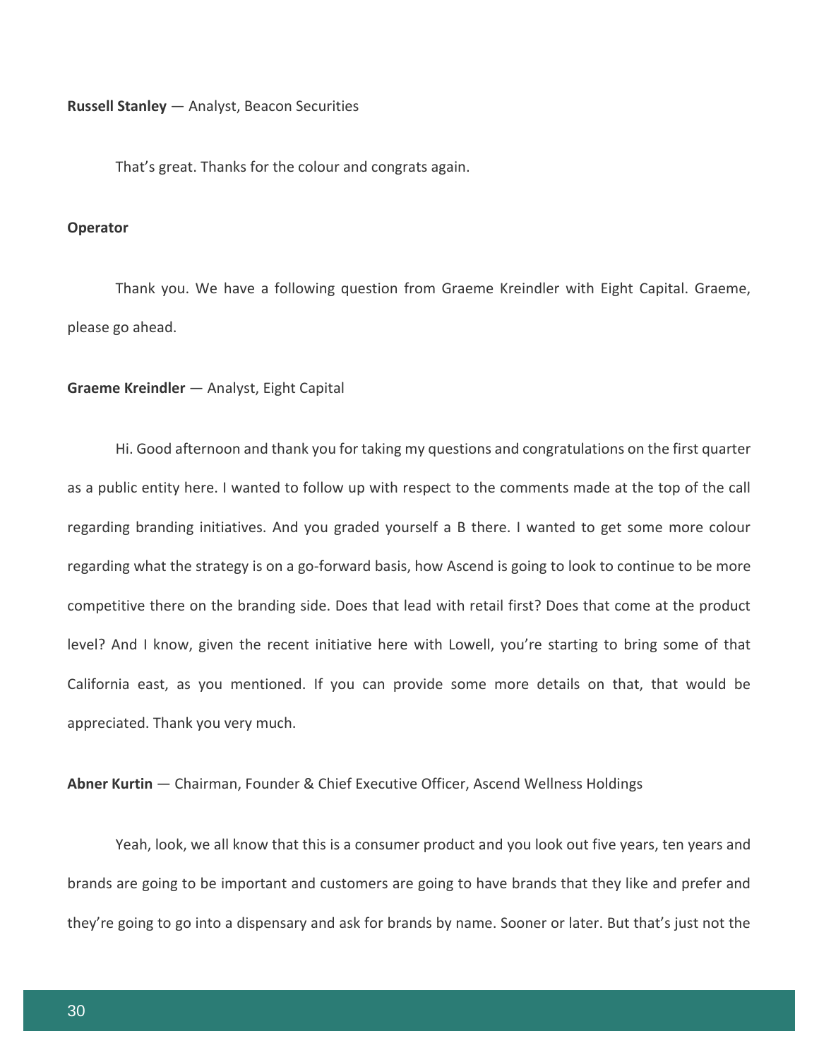**Russell Stanley** — Analyst, Beacon Securities

That's great. Thanks for the colour and congrats again.

**Operator**

Thank you. We have a following question from Graeme Kreindler with Eight Capital. Graeme, please go ahead.

**Graeme Kreindler** — Analyst, Eight Capital

Hi. Good afternoon and thank you for taking my questions and congratulations on the first quarter as a public entity here. I wanted to follow up with respect to the comments made at the top of the call regarding branding initiatives. And you graded yourself a B there. I wanted to get some more colour regarding what the strategy is on a go-forward basis, how Ascend is going to look to continue to be more competitive there on the branding side. Does that lead with retail first? Does that come at the product level? And I know, given the recent initiative here with Lowell, you're starting to bring some of that California east, as you mentioned. If you can provide some more details on that, that would be appreciated. Thank you very much.

**Abner Kurtin** — Chairman, Founder & Chief Executive Officer, Ascend Wellness Holdings

Yeah, look, we all know that this is a consumer product and you look out five years, ten years and brands are going to be important and customers are going to have brands that they like and prefer and they're going to go into a dispensary and ask for brands by name. Sooner or later. But that's just not the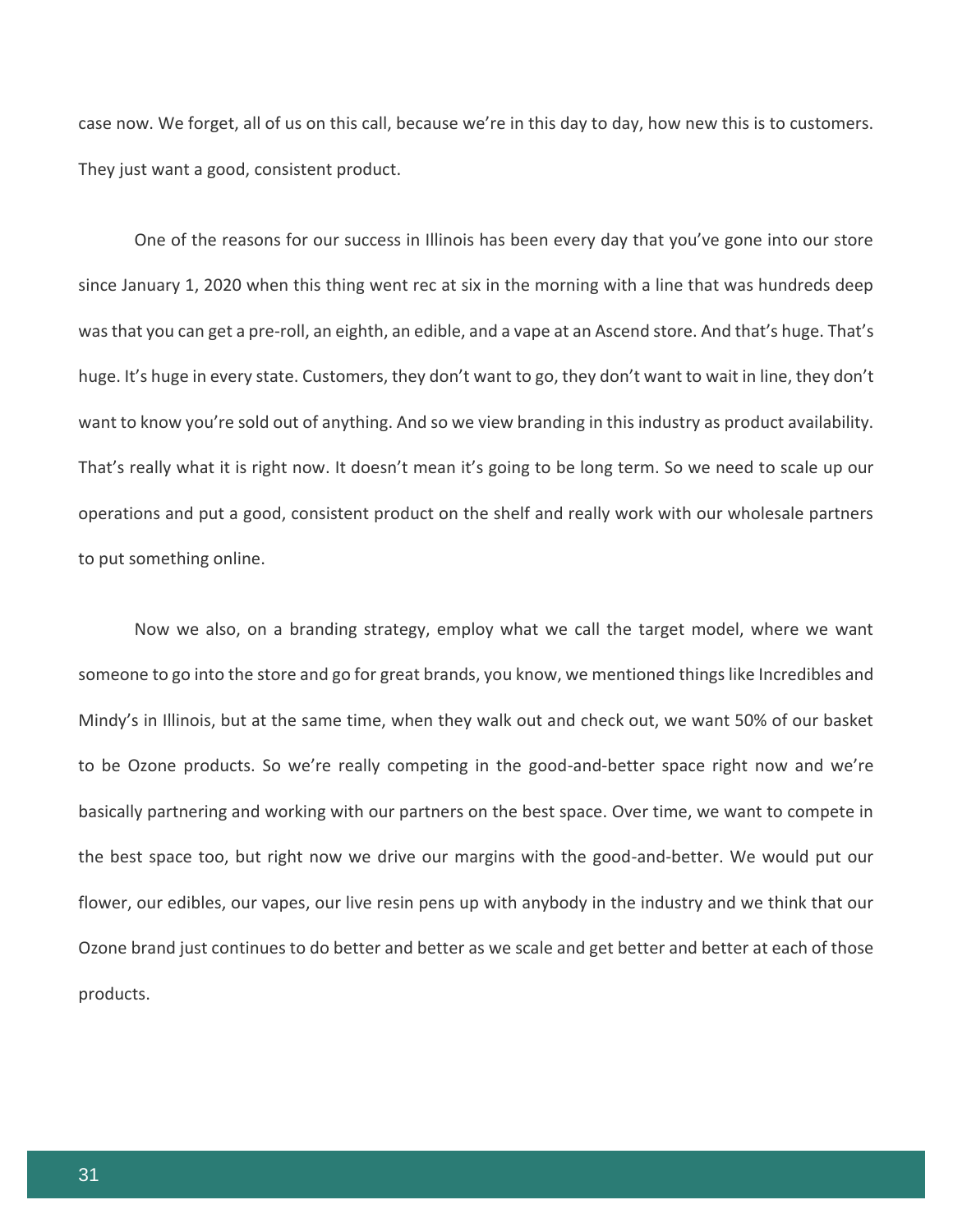case now. We forget, all of us on this call, because we're in this day to day, how new this is to customers. They just want a good, consistent product.

One of the reasons for our success in Illinois has been every day that you've gone into our store since January 1, 2020 when this thing went rec at six in the morning with a line that was hundreds deep was that you can get a pre-roll, an eighth, an edible, and a vape at an Ascend store. And that's huge. That's huge. It's huge in every state. Customers, they don't want to go, they don't want to wait in line, they don't want to know you're sold out of anything. And so we view branding in this industry as product availability. That's really what it is right now. It doesn't mean it's going to be long term. So we need to scale up our operations and put a good, consistent product on the shelf and really work with our wholesale partners to put something online.

Now we also, on a branding strategy, employ what we call the target model, where we want someone to go into the store and go for great brands, you know, we mentioned things like Incredibles and Mindy's in Illinois, but at the same time, when they walk out and check out, we want 50% of our basket to be Ozone products. So we're really competing in the good-and-better space right now and we're basically partnering and working with our partners on the best space. Over time, we want to compete in the best space too, but right now we drive our margins with the good-and-better. We would put our flower, our edibles, our vapes, our live resin pens up with anybody in the industry and we think that our Ozone brand just continues to do better and better as we scale and get better and better at each of those products.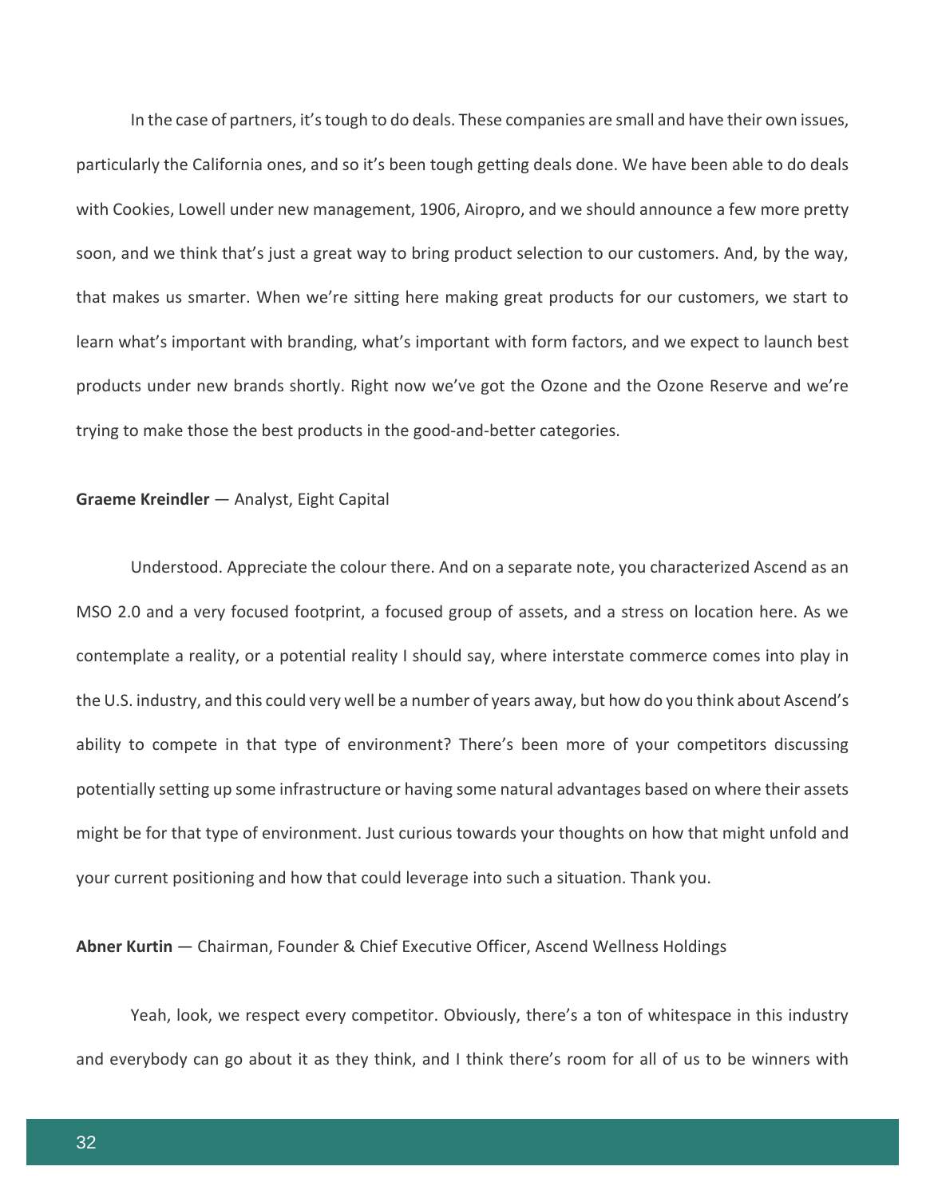In the case of partners, it's tough to do deals. These companies are small and have their own issues, particularly the California ones, and so it's been tough getting deals done. We have been able to do deals with Cookies, Lowell under new management, 1906, Airopro, and we should announce a few more pretty soon, and we think that's just a great way to bring product selection to our customers. And, by the way, that makes us smarter. When we're sitting here making great products for our customers, we start to learn what's important with branding, what's important with form factors, and we expect to launch best products under new brands shortly. Right now we've got the Ozone and the Ozone Reserve and we're trying to make those the best products in the good-and-better categories.

**Graeme Kreindler** — Analyst, Eight Capital

Understood. Appreciate the colour there. And on a separate note, you characterized Ascend as an MSO 2.0 and a very focused footprint, a focused group of assets, and a stress on location here. As we contemplate a reality, or a potential reality I should say, where interstate commerce comes into play in the U.S. industry, and this could very well be a number of years away, but how do you think about Ascend's ability to compete in that type of environment? There's been more of your competitors discussing potentially setting up some infrastructure or having some natural advantages based on where their assets might be for that type of environment. Just curious towards your thoughts on how that might unfold and your current positioning and how that could leverage into such a situation. Thank you.

**Abner Kurtin** — Chairman, Founder & Chief Executive Officer, Ascend Wellness Holdings

Yeah, look, we respect every competitor. Obviously, there's a ton of whitespace in this industry and everybody can go about it as they think, and I think there's room for all of us to be winners with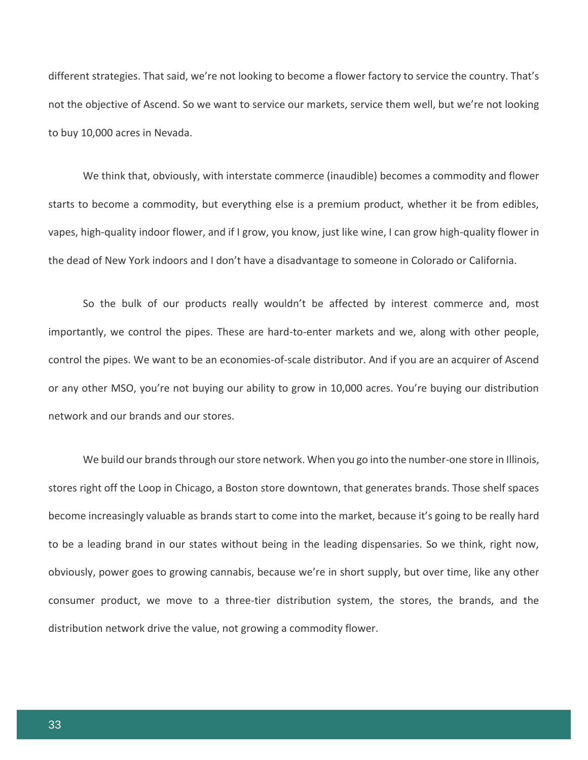different strategies. That said, we're not looking to become a flower factory to service the country. That's not the objective of Ascend. So we want to service our markets, service them well, but we're not looking to buy 10,000 acres in Nevada.

We think that, obviously, with interstate commerce (inaudible) becomes a commodity and flower starts to become a commodity, but everything else is a premium product, whether it be from edibles, vapes, high-quality indoor flower, and if I grow, you know, just like wine, I can grow high-quality flower in the dead of New York indoors and I don't have a disadvantage to someone in Colorado or California.

So the bulk of our products really wouldn't be affected by interest commerce and, most importantly, we control the pipes. These are hard-to-enter markets and we, along with other people, control the pipes. We want to be an economies-of-scale distributor. And if you are an acquirer of Ascend or any other MSO, you're not buying our ability to grow in 10,000 acres. You're buying our distribution network and our brands and our stores.

We build our brands through our store network. When you go into the number-one store in Illinois, stores right off the Loop in Chicago, a Boston store downtown, that generates brands. Those shelf spaces become increasingly valuable as brands start to come into the market, because it's going to be really hard to be a leading brand in our states without being in the leading dispensaries. So we think, right now, obviously, power goes to growing cannabis, because we're in short supply, but over time, like any other consumer product, we move to a three-tier distribution system, the stores, the brands, and the distribution network drive the value, not growing a commodity flower.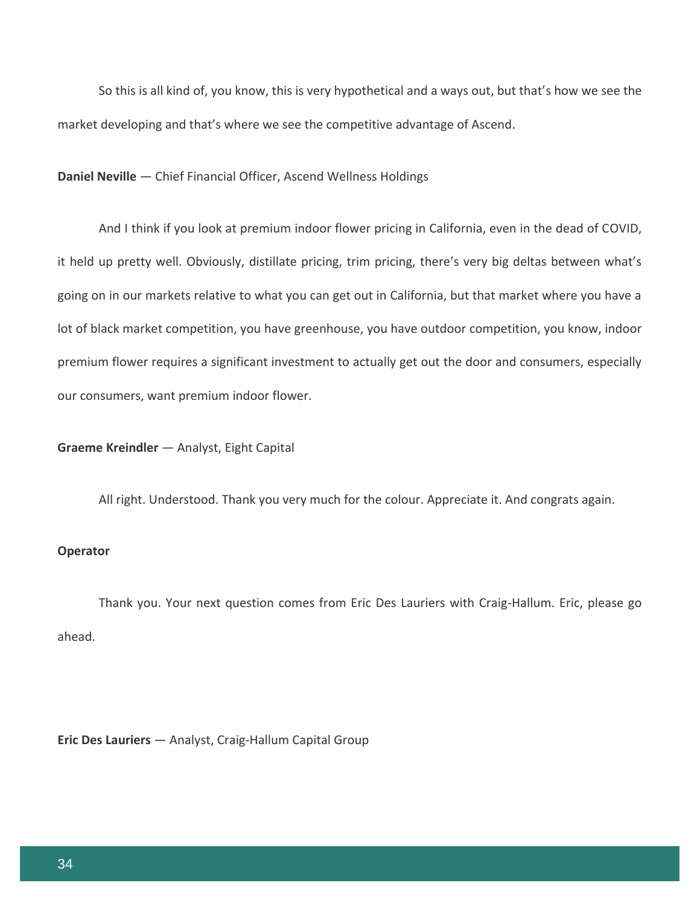So this is all kind of, you know, this is very hypothetical and a ways out, but that's how we see the market developing and that's where we see the competitive advantage of Ascend.

**Daniel Neville** — Chief Financial Officer, Ascend Wellness Holdings

And I think if you look at premium indoor flower pricing in California, even in the dead of COVID, it held up pretty well. Obviously, distillate pricing, trim pricing, there's very big deltas between what's going on in our markets relative to what you can get out in California, but that market where you have a lot of black market competition, you have greenhouse, you have outdoor competition, you know, indoor premium flower requires a significant investment to actually get out the door and consumers, especially our consumers, want premium indoor flower.

**Graeme Kreindler** — Analyst, Eight Capital

All right. Understood. Thank you very much for the colour. Appreciate it. And congrats again.

**Operator**

Thank you. Your next question comes from Eric Des Lauriers with Craig-Hallum. Eric, please go ahead.

**Eric Des Lauriers** — Analyst, Craig-Hallum Capital Group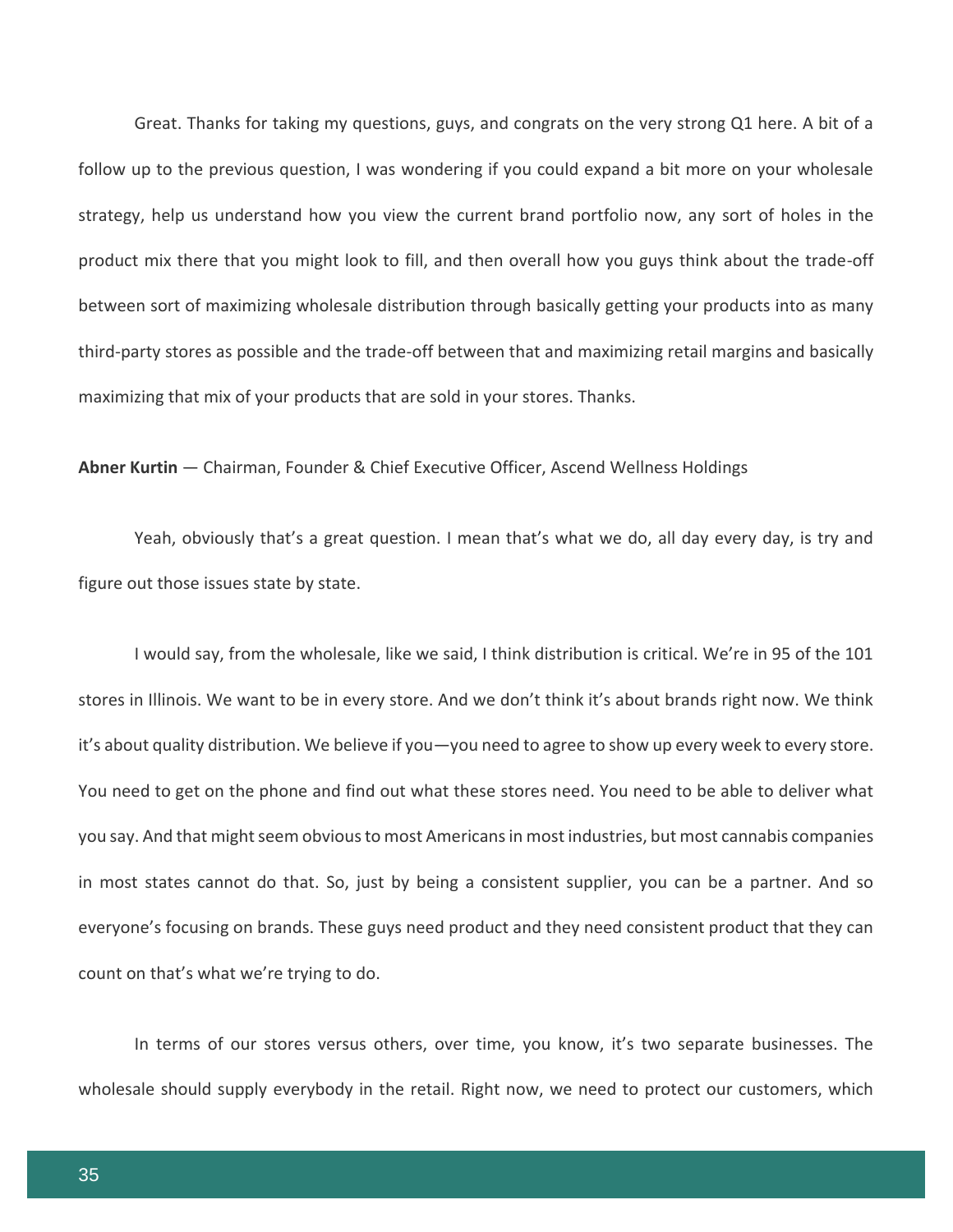Great. Thanks for taking my questions, guys, and congrats on the very strong Q1 here. A bit of a follow up to the previous question, I was wondering if you could expand a bit more on your wholesale strategy, help us understand how you view the current brand portfolio now, any sort of holes in the product mix there that you might look to fill, and then overall how you guys think about the trade-off between sort of maximizing wholesale distribution through basically getting your products into as many third-party stores as possible and the trade-off between that and maximizing retail margins and basically maximizing that mix of your products that are sold in your stores. Thanks.

**Abner Kurtin** — Chairman, Founder & Chief Executive Officer, Ascend Wellness Holdings

Yeah, obviously that's a great question. I mean that's what we do, all day every day, is try and figure out those issues state by state.

I would say, from the wholesale, like we said, I think distribution is critical. We're in 95 of the 101 stores in Illinois. We want to be in every store. And we don't think it's about brands right now. We think it's about quality distribution. We believe if you—you need to agree to show up every week to every store. You need to get on the phone and find out what these stores need. You need to be able to deliver what you say. And that might seem obvious to most Americans in most industries, but most cannabis companies in most states cannot do that. So, just by being a consistent supplier, you can be a partner. And so everyone's focusing on brands. These guys need product and they need consistent product that they can count on that's what we're trying to do.

In terms of our stores versus others, over time, you know, it's two separate businesses. The wholesale should supply everybody in the retail. Right now, we need to protect our customers, which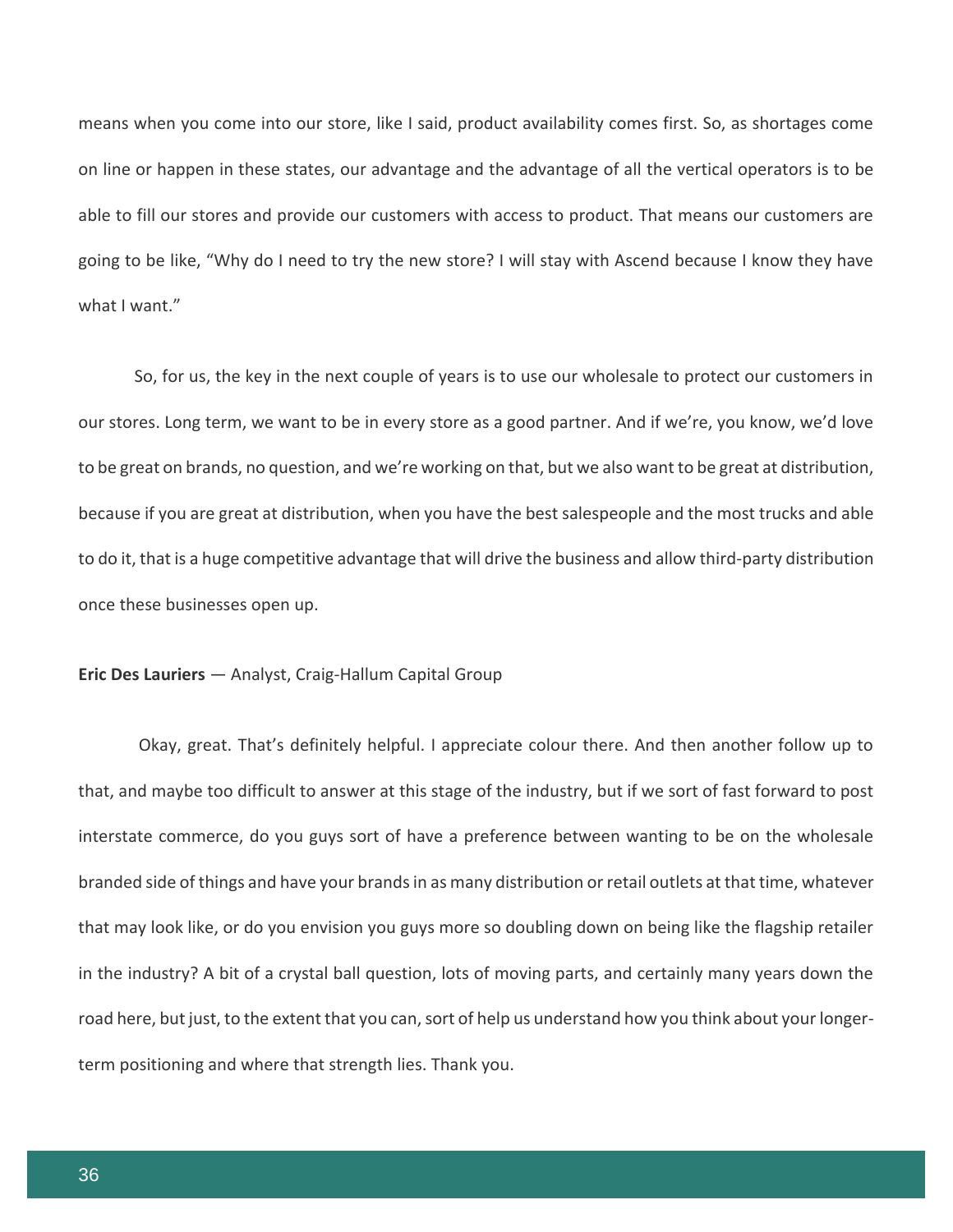means when you come into our store, like I said, product availability comes first. So, as shortages come on line or happen in these states, our advantage and the advantage of all the vertical operators is to be able to fill our stores and provide our customers with access to product. That means our customers are going to be like, "Why do I need to try the new store? I will stay with Ascend because I know they have what I want."

So, for us, the key in the next couple of years is to use our wholesale to protect our customers in our stores. Long term, we want to be in every store as a good partner. And if we're, you know, we'd love to be great on brands, no question, and we're working on that, but we also want to be great at distribution, because if you are great at distribution, when you have the best salespeople and the most trucks and able to do it, that is a huge competitive advantage that will drive the business and allow third-party distribution once these businesses open up.

**Eric Des Lauriers** — Analyst, Craig-Hallum Capital Group

Okay, great. That's definitely helpful. I appreciate colour there. And then another follow up to that, and maybe too difficult to answer at this stage of the industry, but if we sort of fast forward to post interstate commerce, do you guys sort of have a preference between wanting to be on the wholesale branded side of things and have your brands in as many distribution or retail outlets at that time, whatever that may look like, or do you envision you guys more so doubling down on being like the flagship retailer in the industry? A bit of a crystal ball question, lots of moving parts, and certainly many years down the road here, but just, to the extent that you can, sort of help us understand how you think about your longer-term positioning and where that strength lies. Thank you.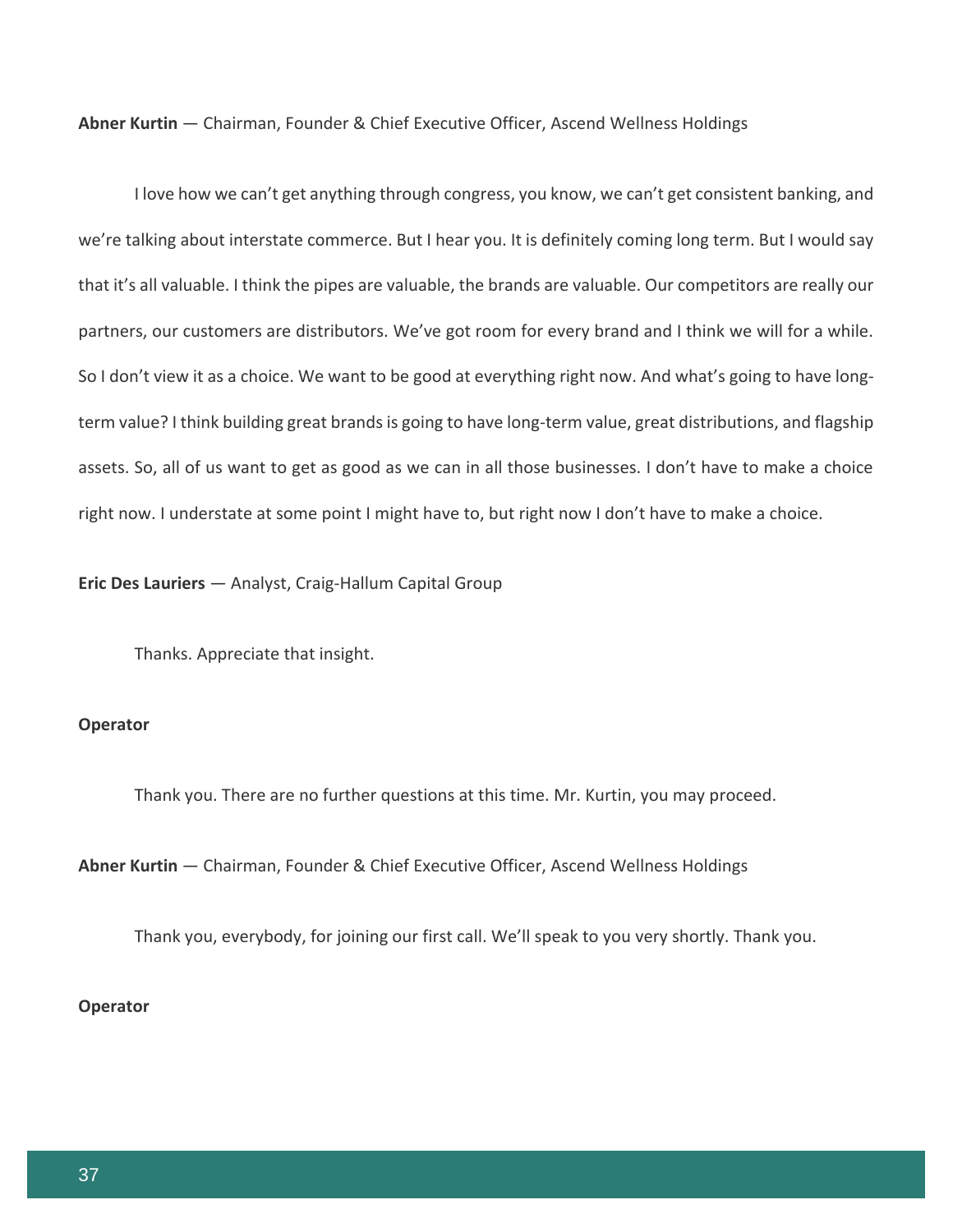**Abner Kurtin** — Chairman, Founder & Chief Executive Officer, Ascend Wellness Holdings

I love how we can't get anything through congress, you know, we can't get consistent banking, and we're talking about interstate commerce. But I hear you. It is definitely coming long term. But I would say that it's all valuable. I think the pipes are valuable, the brands are valuable. Our competitors are really our partners, our customers are distributors. We've got room for every brand and I think we will for a while. So I don't view it as a choice. We want to be good at everything right now. And what's going to have long-term value? I think building great brands is going to have long-term value, great distributions, and flagship assets. So, all of us want to get as good as we can in all those businesses. I don't have to make a choice right now. I understate at some point I might have to, but right now I don't have to make a choice.

**Eric Des Lauriers** — Analyst, Craig-Hallum Capital Group

Thanks. Appreciate that insight.

**Operator**

Thank you. There are no further questions at this time. Mr. Kurtin, you may proceed.

**Abner Kurtin** — Chairman, Founder & Chief Executive Officer, Ascend Wellness Holdings

Thank you, everybody, for joining our first call. We'll speak to you very shortly. Thank you.

**Operator**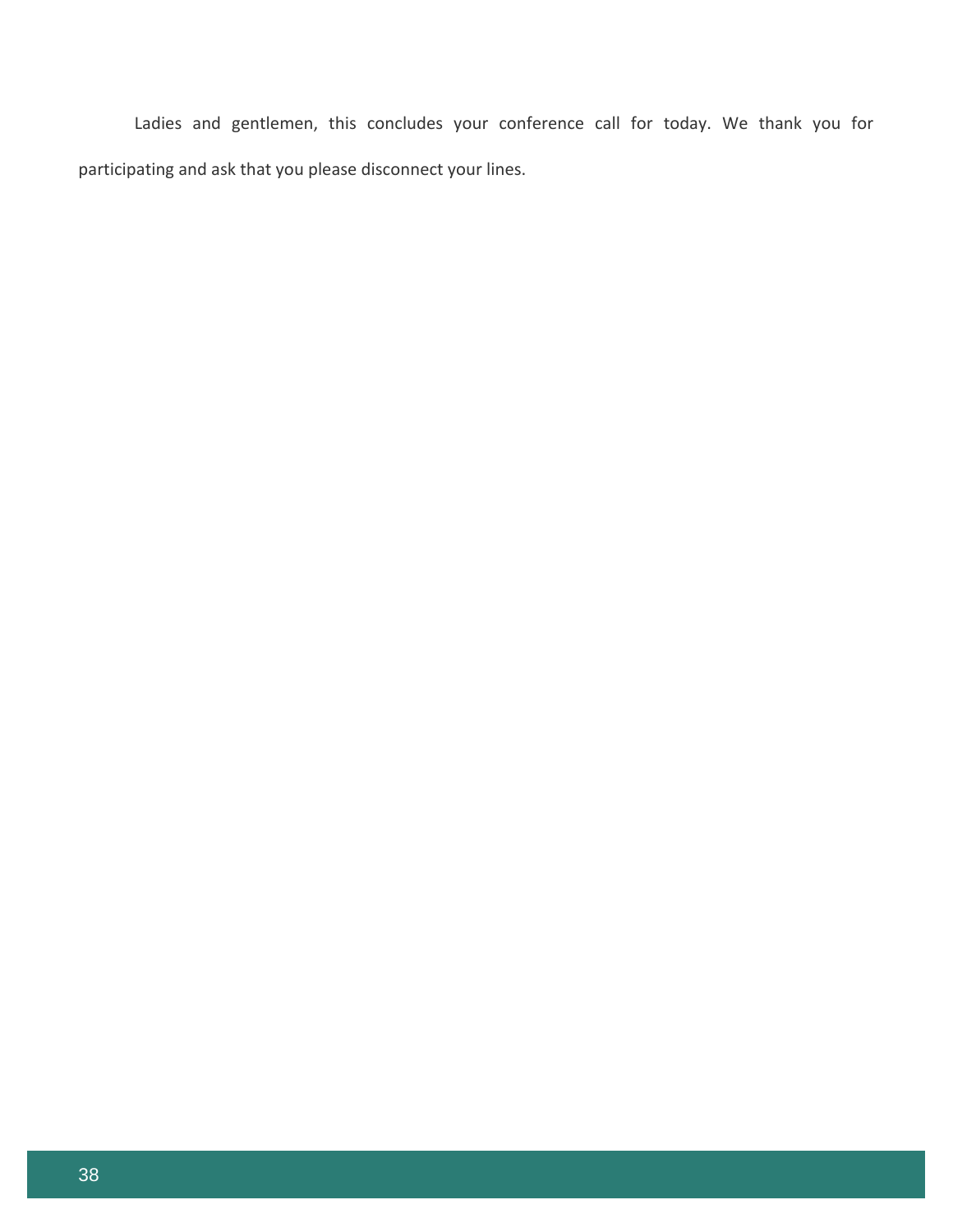Ladies and gentlemen, this concludes your conference call for today. We thank you for participating and ask that you please disconnect your lines.